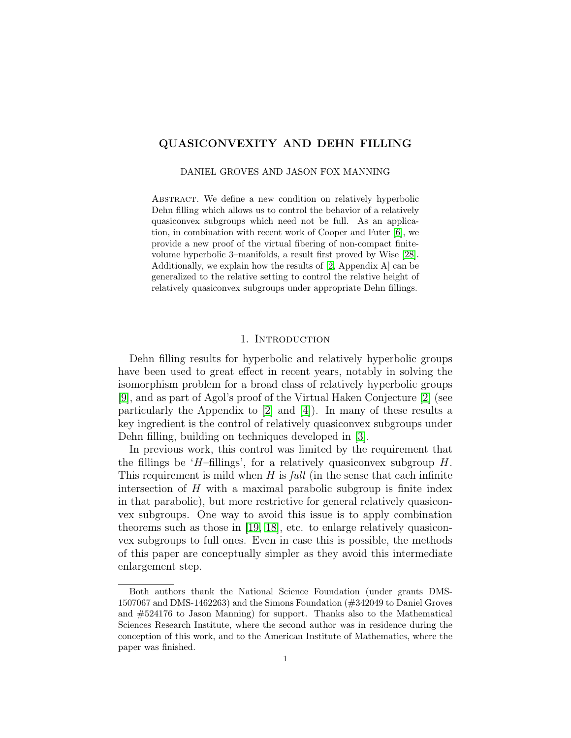# QUASICONVEXITY AND DEHN FILLING

DANIEL GROVES AND JASON FOX MANNING

Abstract. We define a new condition on relatively hyperbolic Dehn filling which allows us to control the behavior of a relatively quasiconvex subgroups which need not be full. As an application, in combination with recent work of Cooper and Futer [6], we provide a new proof of the virtual fibering of non-compact finite-volume hyperbolic 3–manifolds, a result first proved by Wise [28]. Additionally, we explain how the results of [2, Appendix A] can be generalized to the relative setting to control the relative height of relatively quasiconvex subgroups under appropriate Dehn fillings.

## 1. Introduction

Dehn filling results for hyperbolic and relatively hyperbolic groups have been used to great effect in recent years, notably in solving the isomorphism problem for a broad class of relatively hyperbolic groups [9], and as part of Agol's proof of the Virtual Haken Conjecture [2] (see particularly the Appendix to [2] and [4]). In many of these results a key ingredient is the control of relatively quasiconvex subgroups under Dehn filling, building on techniques developed in [3].

In previous work, this control was limited by the requirement that the fillings be '$H$–fillings', for a relatively quasiconvex subgroup $H$. This requirement is mild when $H$ is *full* (in the sense that each infinite intersection of $H$ with a maximal parabolic subgroup is finite index in that parabolic), but more restrictive for general relatively quasiconvex subgroups. One way to avoid this issue is to apply combination theorems such as those in [19, 18], etc. to enlarge relatively quasiconvex subgroups to full ones. Even in case this is possible, the methods of this paper are conceptually simpler as they avoid this intermediate enlargement step.

Both authors thank the National Science Foundation (under grants DMS-1507067 and DMS-1462263) and the Simons Foundation (#342049 to Daniel Groves and #524176 to Jason Manning) for support. Thanks also to the Mathematical Sciences Research Institute, where the second author was in residence during the conception of this work, and to the American Institute of Mathematics, where the paper was finished.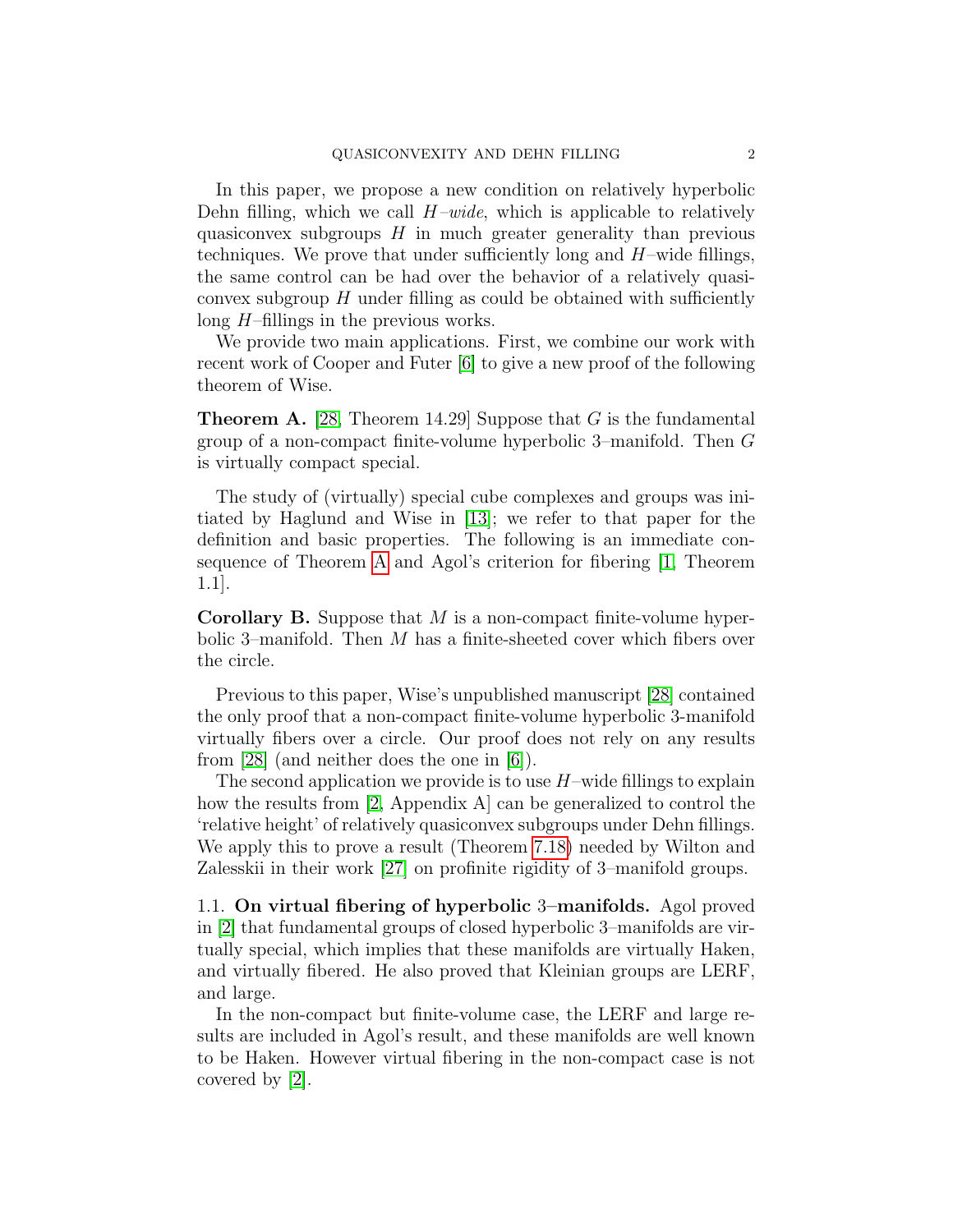In this paper, we propose a new condition on relatively hyperbolic Dehn filling, which we call $H$–*wide*, which is applicable to relatively quasiconvex subgroups $H$ in much greater generality than previous techniques. We prove that under sufficiently long and $H$–wide fillings, the same control can be had over the behavior of a relatively quasiconvex subgroup $H$ under filling as could be obtained with sufficiently long $H$–fillings in the previous works.

We provide two main applications. First, we combine our work with recent work of Cooper and Futer [6] to give a new proof of the following theorem of Wise.

**Theorem A.** [28, Theorem 14.29] Suppose that $G$ is the fundamental group of a non-compact finite-volume hyperbolic 3–manifold. Then $G$ is virtually compact special.

The study of (virtually) special cube complexes and groups was initiated by Haglund and Wise in [13]; we refer to that paper for the definition and basic properties. The following is an immediate consequence of Theorem A and Agol's criterion for fibering [1, Theorem 1.1].

**Corollary B.** Suppose that $M$ is a non-compact finite-volume hyperbolic 3–manifold. Then $M$ has a finite-sheeted cover which fibers over the circle.

Previous to this paper, Wise's unpublished manuscript [28] contained the only proof that a non-compact finite-volume hyperbolic 3-manifold virtually fibers over a circle. Our proof does not rely on any results from [28] (and neither does the one in [6]).

The second application we provide is to use $H$–wide fillings to explain how the results from [2, Appendix A] can be generalized to control the 'relative height' of relatively quasiconvex subgroups under Dehn fillings. We apply this to prove a result (Theorem 7.18) needed by Wilton and Zalesskii in their work [27] on profinite rigidity of 3–manifold groups.

### 1.1. On virtual fibering of hyperbolic 3–manifolds.

Agol proved in [2] that fundamental groups of closed hyperbolic 3–manifolds are virtually special, which implies that these manifolds are virtually Haken, and virtually fibered. He also proved that Kleinian groups are LERF, and large.

In the non-compact but finite-volume case, the LERF and large results are included in Agol's result, and these manifolds are well known to be Haken. However virtual fibering in the non-compact case is not covered by [2].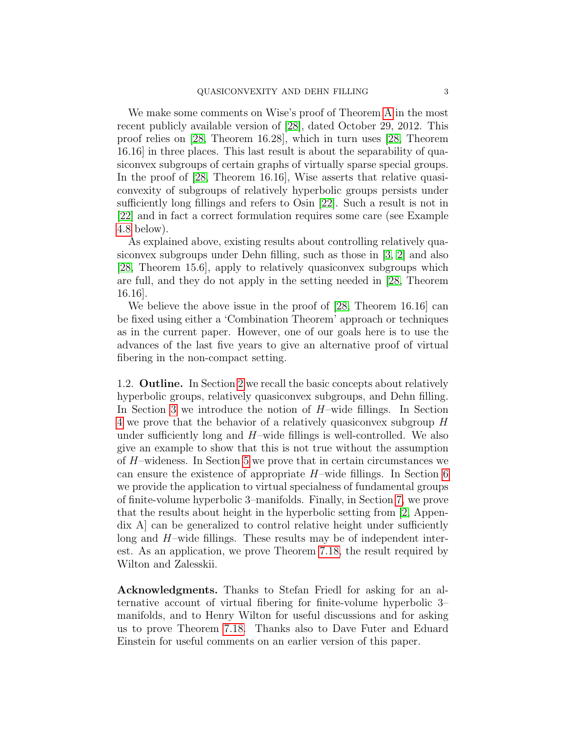We make some comments on Wise's proof of Theorem A in the most recent publicly available version of [28], dated October 29, 2012. This proof relies on [28, Theorem 16.28], which in turn uses [28, Theorem 16.16] in three places. This last result is about the separability of quasiconvex subgroups of certain graphs of virtually sparse special groups. In the proof of [28, Theorem 16.16], Wise asserts that relative quasiconvexity of subgroups of relatively hyperbolic groups persists under sufficiently long fillings and refers to Osin [22]. Such a result is not in [22] and in fact a correct formulation requires some care (see Example 4.8 below).

As explained above, existing results about controlling relatively quasiconvex subgroups under Dehn filling, such as those in [3, 2] and also [28, Theorem 15.6], apply to relatively quasiconvex subgroups which are full, and they do not apply in the setting needed in [28, Theorem 16.16].

We believe the above issue in the proof of [28, Theorem 16.16] can be fixed using either a 'Combination Theorem' approach or techniques as in the current paper. However, one of our goals here is to use the advances of the last five years to give an alternative proof of virtual fibering in the non-compact setting.

## 1.2. Outline.

In Section 2 we recall the basic concepts about relatively hyperbolic groups, relatively quasiconvex subgroups, and Dehn filling. In Section 3 we introduce the notion of $H$–wide fillings. In Section 4 we prove that the behavior of a relatively quasiconvex subgroup $H$ under sufficiently long and $H$–wide fillings is well-controlled. We also give an example to show that this is not true without the assumption of $H$–wideness. In Section 5 we prove that in certain circumstances we can ensure the existence of appropriate $H$–wide fillings. In Section 6 we provide the application to virtual specialness of fundamental groups of finite-volume hyperbolic 3–manifolds. Finally, in Section 7, we prove that the results about height in the hyperbolic setting from [2, Appendix A] can be generalized to control relative height under sufficiently long and $H$–wide fillings. These results may be of independent interest. As an application, we prove Theorem 7.18, the result required by Wilton and Zalesskii.

**Acknowledgments.** Thanks to Stefan Friedl for asking for an alternative account of virtual fibering for finite-volume hyperbolic 3–manifolds, and to Henry Wilton for useful discussions and for asking us to prove Theorem 7.18. Thanks also to Dave Futer and Eduard Einstein for useful comments on an earlier version of this paper.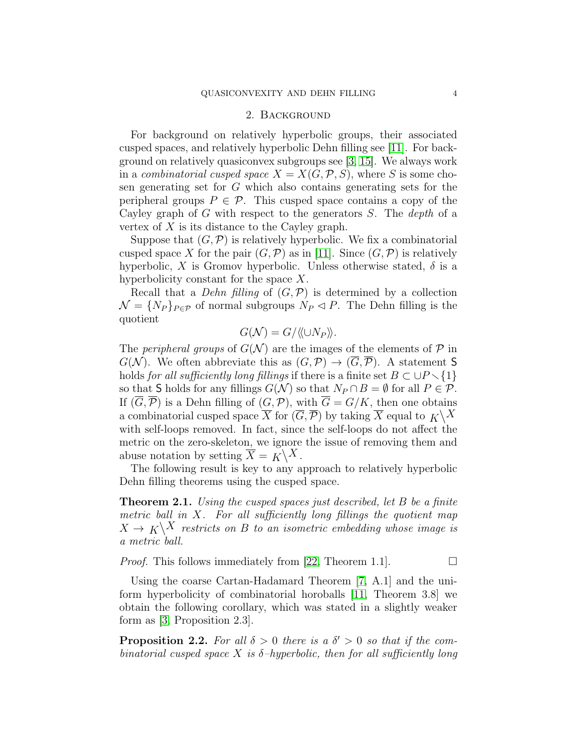## 2. Background

For background on relatively hyperbolic groups, their associated cusped spaces, and relatively hyperbolic Dehn filling see [11]. For background on relatively quasiconvex subgroups see [3, 15]. We always work in a *combinatorial cusped space* $X = X(G, \mathcal{P}, S)$, where $S$ is some chosen generating set for $G$ which also contains generating sets for the peripheral groups $P \in \mathcal{P}$. This cusped space contains a copy of the Cayley graph of $G$ with respect to the generators $S$. The *depth* of a vertex of $X$ is its distance to the Cayley graph.

Suppose that $(G, \mathcal{P})$ is relatively hyperbolic. We fix a combinatorial cusped space $X$ for the pair $(G, \mathcal{P})$ as in [11]. Since $(G, \mathcal{P})$ is relatively hyperbolic, $X$ is Gromov hyperbolic. Unless otherwise stated, $\delta$ is a hyperbolicity constant for the space $X$.

Recall that a *Dehn filling* of $(G, \mathcal{P})$ is determined by a collection $\mathcal{N} = \{N_P\}_{P \in \mathcal{P}}$ of normal subgroups $N_P \lhd P$. The Dehn filling is the quotient

$$G(\mathcal{N}) = G/\langle\!\langle \cup N_P \rangle\!\rangle.$$

The *peripheral groups* of $G(\mathcal{N})$ are the images of the elements of $\mathcal{P}$ in $G(\mathcal{N})$. We often abbreviate this as $(G, \mathcal{P}) \to (\overline{G}, \overline{\mathcal{P}})$. A statement $\mathsf{S}$ holds *for all sufficiently long fillings* if there is a finite set $B \subset \cup P \smallsetminus \{1\}$ so that $\mathsf{S}$ holds for any fillings $G(\mathcal{N})$ so that $N_P \cap B = \emptyset$ for all $P \in \mathcal{P}$. If $(\overline{G}, \overline{\mathcal{P}})$ is a Dehn filling of $(G, \mathcal{P})$, with $\overline{G} = G/K$, then one obtains a combinatorial cusped space $\overline{X}$ for $(\overline{G}, \overline{\mathcal{P}})$ by taking $\overline{X}$ equal to ${}_K\backslash X$ with self-loops removed. In fact, since the self-loops do not affect the metric on the zero-skeleton, we ignore the issue of removing them and abuse notation by setting $\overline{X} = {}_K\backslash X$.

The following result is key to any approach to relatively hyperbolic Dehn filling theorems using the cusped space.

**Theorem 2.1.** *Using the cusped spaces just described, let $B$ be a finite metric ball in $X$. For all sufficiently long fillings the quotient map $X \to {}_K\backslash X$ restricts on $B$ to an isometric embedding whose image is a metric ball.*

*Proof.* This follows immediately from [22, Theorem 1.1]. $\square$

Using the coarse Cartan-Hadamard Theorem [7, A.1] and the uniform hyperbolicity of combinatorial horoballs [11, Theorem 3.8] we obtain the following corollary, which was stated in a slightly weaker form as [3, Proposition 2.3].

**Proposition 2.2.** *For all $\delta > 0$ there is a $\delta' > 0$ so that if the combinatorial cusped space $X$ is $\delta$–hyperbolic, then for all sufficiently long*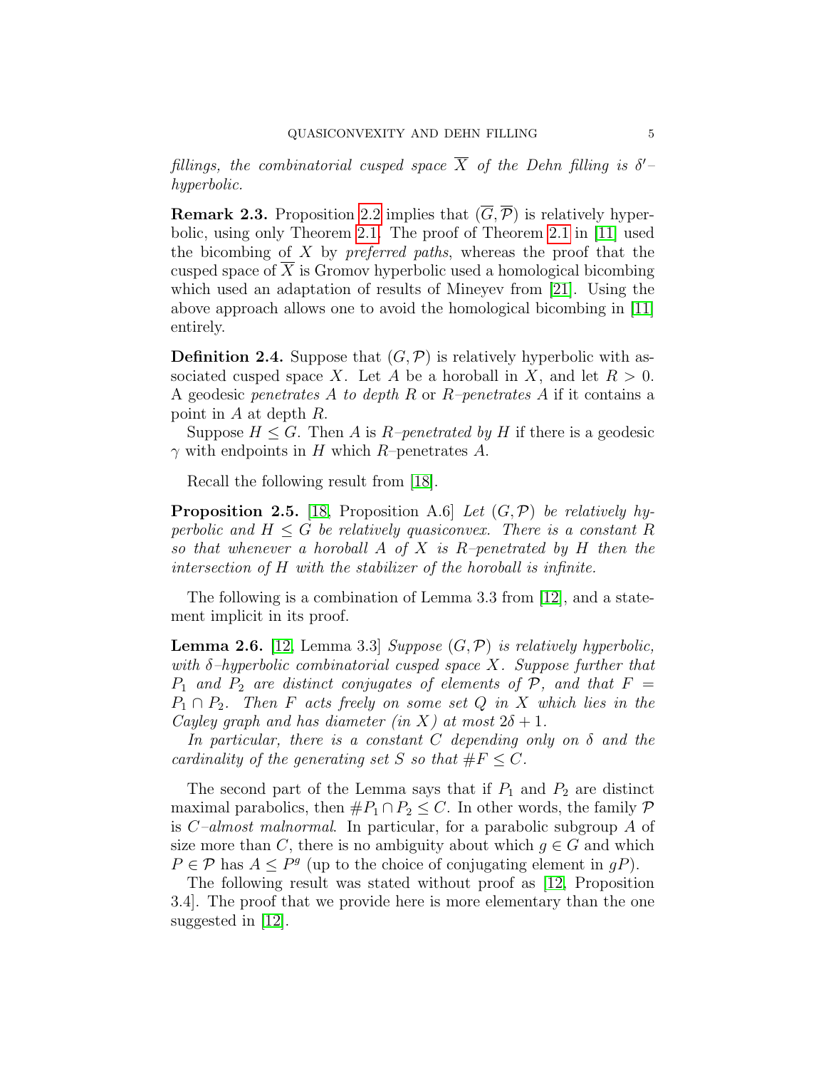*fillings, the combinatorial cusped space $\overline{X}$ of the Dehn filling is $\delta'$–hyperbolic.*

**Remark 2.3.** Proposition 2.2 implies that $(\overline{G}, \overline{\mathcal{P}})$ is relatively hyperbolic, using only Theorem 2.1. The proof of Theorem 2.1 in [11] used the bicombing of $X$ by *preferred paths*, whereas the proof that the cusped space of $\overline{X}$ is Gromov hyperbolic used a homological bicombing which used an adaptation of results of Mineyev from [21]. Using the above approach allows one to avoid the homological bicombing in [11] entirely.

**Definition 2.4.** Suppose that $(G, \mathcal{P})$ is relatively hyperbolic with associated cusped space $X$. Let $A$ be a horoball in $X$, and let $R > 0$. A geodesic *penetrates $A$ to depth $R$* or *$R$–penetrates* $A$ if it contains a point in $A$ at depth $R$.

Suppose $H \leq G$. Then $A$ is *$R$–penetrated by $H$* if there is a geodesic $\gamma$ with endpoints in $H$ which $R$–penetrates $A$.

Recall the following result from [18].

**Proposition 2.5.** [18, Proposition A.6] *Let $(G, \mathcal{P})$ be relatively hyperbolic and $H \leq G$ be relatively quasiconvex. There is a constant $R$ so that whenever a horoball $A$ of $X$ is $R$–penetrated by $H$ then the intersection of $H$ with the stabilizer of the horoball is infinite.*

The following is a combination of Lemma 3.3 from [12], and a statement implicit in its proof.

**Lemma 2.6.** [12, Lemma 3.3] *Suppose $(G, \mathcal{P})$ is relatively hyperbolic, with $\delta$–hyperbolic combinatorial cusped space $X$. Suppose further that $P_1$ and $P_2$ are distinct conjugates of elements of $\mathcal{P}$, and that $F = P_1 \cap P_2$. Then $F$ acts freely on some set $Q$ in $X$ which lies in the Cayley graph and has diameter (in $X$) at most $2\delta + 1$.*

*In particular, there is a constant $C$ depending only on $\delta$ and the cardinality of the generating set $S$ so that $\#F \leq C$.*

The second part of the Lemma says that if $P_1$ and $P_2$ are distinct maximal parabolics, then $\#P_1 \cap P_2 \leq C$. In other words, the family $\mathcal{P}$ is *$C$–almost malnormal*. In particular, for a parabolic subgroup $A$ of size more than $C$, there is no ambiguity about which $g \in G$ and which $P \in \mathcal{P}$ has $A \leq P^g$ (up to the choice of conjugating element in $gP$).

The following result was stated without proof as [12, Proposition 3.4]. The proof that we provide here is more elementary than the one suggested in [12].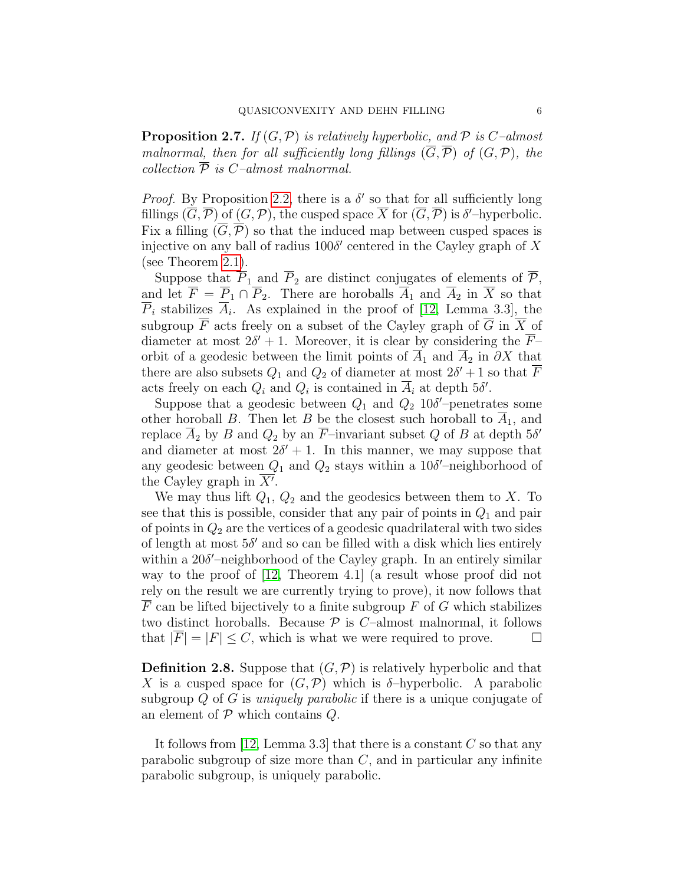**Proposition 2.7.** *If $(G, \mathcal{P})$ is relatively hyperbolic, and $\mathcal{P}$ is $C$–almost malnormal, then for all sufficiently long fillings $(\overline{G}, \overline{\mathcal{P}})$ of $(G, \mathcal{P})$, the collection $\overline{\mathcal{P}}$ is $C$–almost malnormal.*

*Proof.* By Proposition 2.2, there is a $\delta'$ so that for all sufficiently long fillings $(\overline{G}, \overline{\mathcal{P}})$ of $(G, \mathcal{P})$, the cusped space $\overline{X}$ for $(\overline{G}, \overline{\mathcal{P}})$ is $\delta'$–hyperbolic. Fix a filling $(\overline{G}, \overline{\mathcal{P}})$ so that the induced map between cusped spaces is injective on any ball of radius $100\delta'$ centered in the Cayley graph of $X$ (see Theorem 2.1).

Suppose that $\overline{P}_1$ and $\overline{P}_2$ are distinct conjugates of elements of $\overline{\mathcal{P}}$, and let $\overline{F} = \overline{P}_1 \cap \overline{P}_2$. There are horoballs $\overline{A}_1$ and $\overline{A}_2$ in $\overline{X}$ so that $\overline{P}_i$ stabilizes $\overline{A}_i$. As explained in the proof of [12, Lemma 3.3], the subgroup $\overline{F}$ acts freely on a subset of the Cayley graph of $\overline{G}$ in $\overline{X}$ of diameter at most $2\delta' + 1$. Moreover, it is clear by considering the $\overline{F}$–orbit of a geodesic between the limit points of $\overline{A}_1$ and $\overline{A}_2$ in $\partial X$ that there are also subsets $Q_1$ and $Q_2$ of diameter at most $2\delta' + 1$ so that $\overline{F}$ acts freely on each $Q_i$ and $Q_i$ is contained in $\overline{A}_i$ at depth $5\delta'$.

Suppose that a geodesic between $Q_1$ and $Q_2$ $10\delta'$–penetrates some other horoball $B$. Then let $B$ be the closest such horoball to $\overline{A}_1$, and replace $\overline{A}_2$ by $B$ and $Q_2$ by an $\overline{F}$–invariant subset $Q$ of $B$ at depth $5\delta'$ and diameter at most $2\delta' + 1$. In this manner, we may suppose that any geodesic between $Q_1$ and $Q_2$ stays within a $10\delta'$–neighborhood of the Cayley graph in $\overline{X'}$.

We may thus lift $Q_1$, $Q_2$ and the geodesics between them to $X$. To see that this is possible, consider that any pair of points in $Q_1$ and pair of points in $Q_2$ are the vertices of a geodesic quadrilateral with two sides of length at most $5\delta'$ and so can be filled with a disk which lies entirely within a $20\delta'$–neighborhood of the Cayley graph. In an entirely similar way to the proof of [12, Theorem 4.1] (a result whose proof did not rely on the result we are currently trying to prove), it now follows that $\overline{F}$ can be lifted bijectively to a finite subgroup $F$ of $G$ which stabilizes two distinct horoballs. Because $\mathcal{P}$ is $C$–almost malnormal, it follows that $|\overline{F}| = |F| \leq C$, which is what we were required to prove. $\square$

**Definition 2.8.** Suppose that $(G, \mathcal{P})$ is relatively hyperbolic and that $X$ is a cusped space for $(G, \mathcal{P})$ which is $\delta$–hyperbolic. A parabolic subgroup $Q$ of $G$ is *uniquely parabolic* if there is a unique conjugate of an element of $\mathcal{P}$ which contains $Q$.

It follows from [12, Lemma 3.3] that there is a constant $C$ so that any parabolic subgroup of size more than $C$, and in particular any infinite parabolic subgroup, is uniquely parabolic.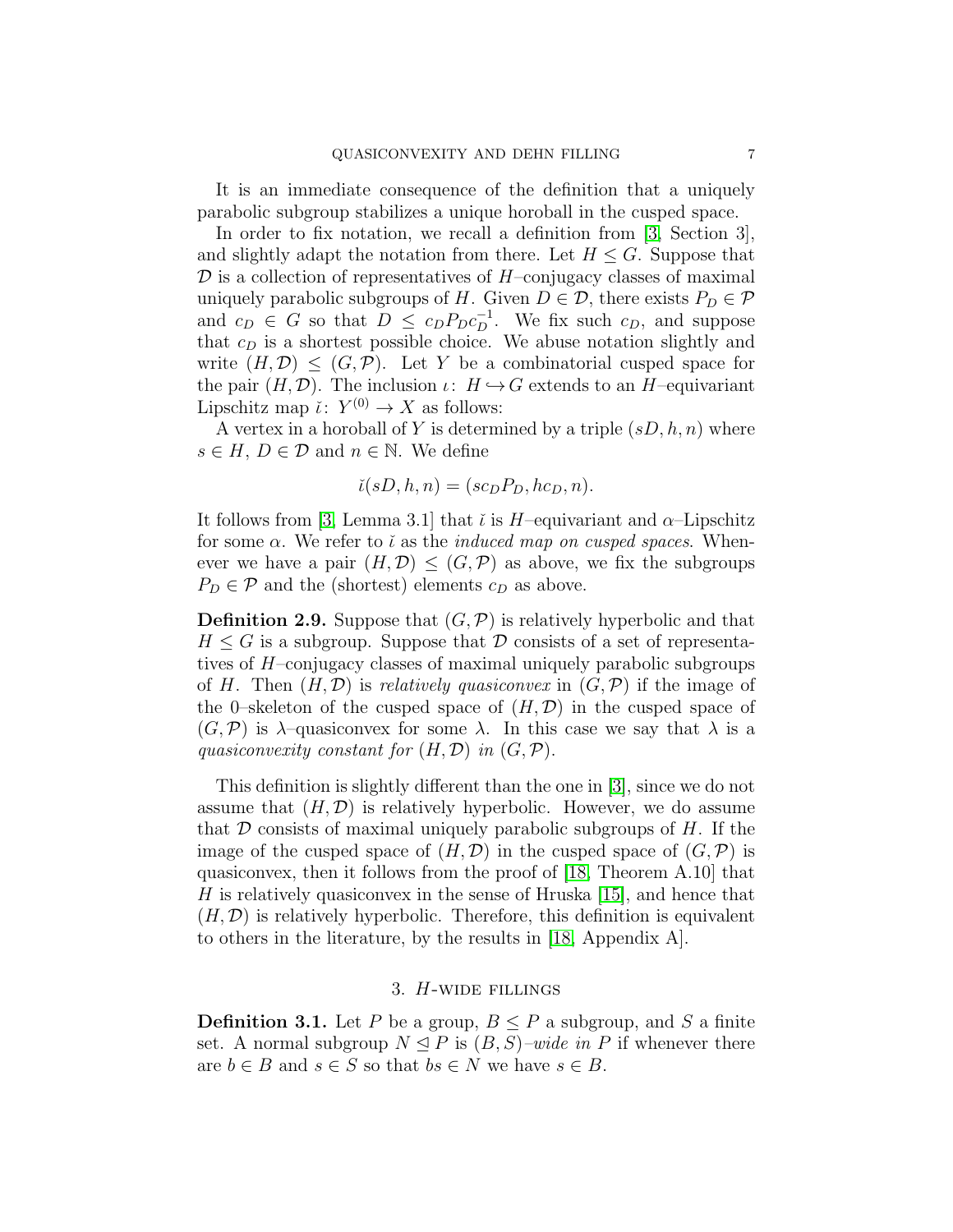It is an immediate consequence of the definition that a uniquely parabolic subgroup stabilizes a unique horoball in the cusped space.

In order to fix notation, we recall a definition from [3, Section 3], and slightly adapt the notation from there. Let $H \leq G$. Suppose that $\mathcal{D}$ is a collection of representatives of $H$–conjugacy classes of maximal uniquely parabolic subgroups of $H$. Given $D \in \mathcal{D}$, there exists $P_D \in \mathcal{P}$ and $c_D \in G$ so that $D \leq c_D P_D c_D^{-1}$. We fix such $c_D$, and suppose that $c_D$ is a shortest possible choice. We abuse notation slightly and write $(H, \mathcal{D}) \leq (G, \mathcal{P})$. Let $Y$ be a combinatorial cusped space for the pair $(H, \mathcal{D})$. The inclusion $\iota \colon H \hookrightarrow G$ extends to an $H$–equivariant Lipschitz map $\breve{\iota} \colon Y^{(0)} \to X$ as follows:

A vertex in a horoball of $Y$ is determined by a triple $(sD, h, n)$ where $s \in H$, $D \in \mathcal{D}$ and $n \in \mathbb{N}$. We define

$$\breve{\iota}(sD, h, n) = (sc_D P_D, hc_D, n).$$

It follows from [3, Lemma 3.1] that $\breve{\iota}$ is $H$–equivariant and $\alpha$–Lipschitz for some $\alpha$. We refer to $\breve{\iota}$ as the *induced map on cusped spaces*. Whenever we have a pair $(H, \mathcal{D}) \leq (G, \mathcal{P})$ as above, we fix the subgroups $P_D \in \mathcal{P}$ and the (shortest) elements $c_D$ as above.

**Definition 2.9.** Suppose that $(G, \mathcal{P})$ is relatively hyperbolic and that $H \leq G$ is a subgroup. Suppose that $\mathcal{D}$ consists of a set of representatives of $H$–conjugacy classes of maximal uniquely parabolic subgroups of $H$. Then $(H, \mathcal{D})$ is *relatively quasiconvex* in $(G, \mathcal{P})$ if the image of the 0–skeleton of the cusped space of $(H, \mathcal{D})$ in the cusped space of $(G, \mathcal{P})$ is $\lambda$–quasiconvex for some $\lambda$. In this case we say that $\lambda$ is a *quasiconvexity constant for* $(H, \mathcal{D})$ *in* $(G, \mathcal{P})$.

This definition is slightly different than the one in [3], since we do not assume that $(H, \mathcal{D})$ is relatively hyperbolic. However, we do assume that $\mathcal{D}$ consists of maximal uniquely parabolic subgroups of $H$. If the image of the cusped space of $(H, \mathcal{D})$ in the cusped space of $(G, \mathcal{P})$ is quasiconvex, then it follows from the proof of [18, Theorem A.10] that $H$ is relatively quasiconvex in the sense of Hruska [15], and hence that $(H, \mathcal{D})$ is relatively hyperbolic. Therefore, this definition is equivalent to others in the literature, by the results in [18, Appendix A].

## 3. $H$-wide fillings

**Definition 3.1.** Let $P$ be a group, $B \leq P$ a subgroup, and $S$ a finite set. A normal subgroup $N \trianglelefteq P$ is $(B, S)$*–wide in* $P$ if whenever there are $b \in B$ and $s \in S$ so that $bs \in N$ we have $s \in B$.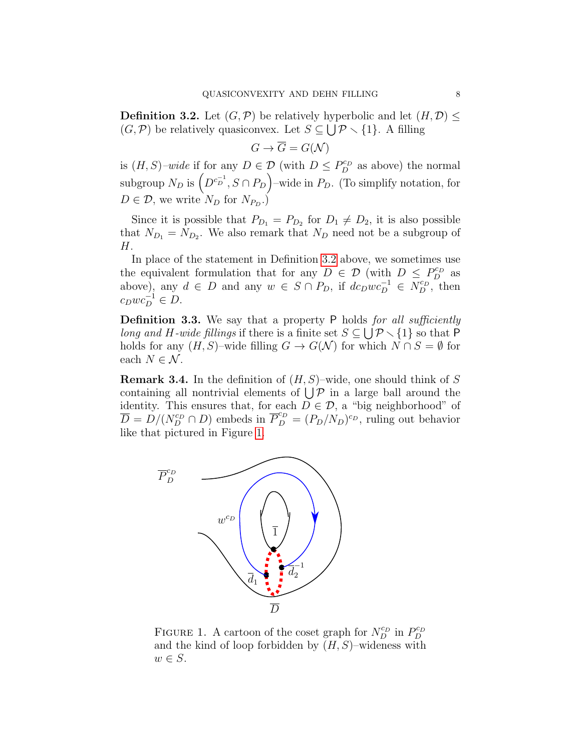**Definition 3.2.** Let $(G, \mathcal{P})$ be relatively hyperbolic and let $(H, \mathcal{D}) \leq (G, \mathcal{P})$ be relatively quasiconvex. Let $S \subseteq \bigcup \mathcal{P} \smallsetminus \{1\}$. A filling

$$G \to \overline{G} = G(\mathcal{N})$$

is $(H, S)$*–wide* if for any $D \in \mathcal{D}$ (with $D \leq P_D^{c_D}$ as above) the normal subgroup $N_D$ is $\left(D^{c_D^{-1}}, S \cap P_D\right)$–wide in $P_D$. (To simplify notation, for $D \in \mathcal{D}$, we write $N_D$ for $N_{P_D}$.)

Since it is possible that $P_{D_1} = P_{D_2}$ for $D_1 \neq D_2$, it is also possible that $N_{D_1} = N_{D_2}$. We also remark that $N_D$ need not be a subgroup of $H$.

In place of the statement in Definition 3.2 above, we sometimes use the equivalent formulation that for any $D \in \mathcal{D}$ (with $D \leq P_D^{c_D}$ as above), any $d \in D$ and any $w \in S \cap P_D$, if $dc_D w c_D^{-1} \in N_D^{c_D}$, then $c_D w c_D^{-1} \in D$.

**Definition 3.3.** We say that a property $\mathsf{P}$ holds *for all sufficiently long and $H$-wide fillings* if there is a finite set $S \subseteq \bigcup \mathcal{P} \smallsetminus \{1\}$ so that $\mathsf{P}$ holds for any $(H, S)$–wide filling $G \to G(\mathcal{N})$ for which $N \cap S = \emptyset$ for each $N \in \mathcal{N}$.

**Remark 3.4.** In the definition of $(H, S)$–wide, one should think of $S$ containing all nontrivial elements of $\bigcup \mathcal{P}$ in a large ball around the identity. This ensures that, for each $D \in \mathcal{D}$, a "big neighborhood" of $\overline{D} = D/(N_D^{c_D} \cap D)$ embeds in $\overline{P}_D^{c_D} = (P_D/N_D)^{c_D}$, ruling out behavior like that pictured in Figure 1.

FIGURE 1. A cartoon of the coset graph for $N_D^{c_D}$ in $P_D^{c_D}$ and the kind of loop forbidden by $(H, S)$–wideness with $w \in S$.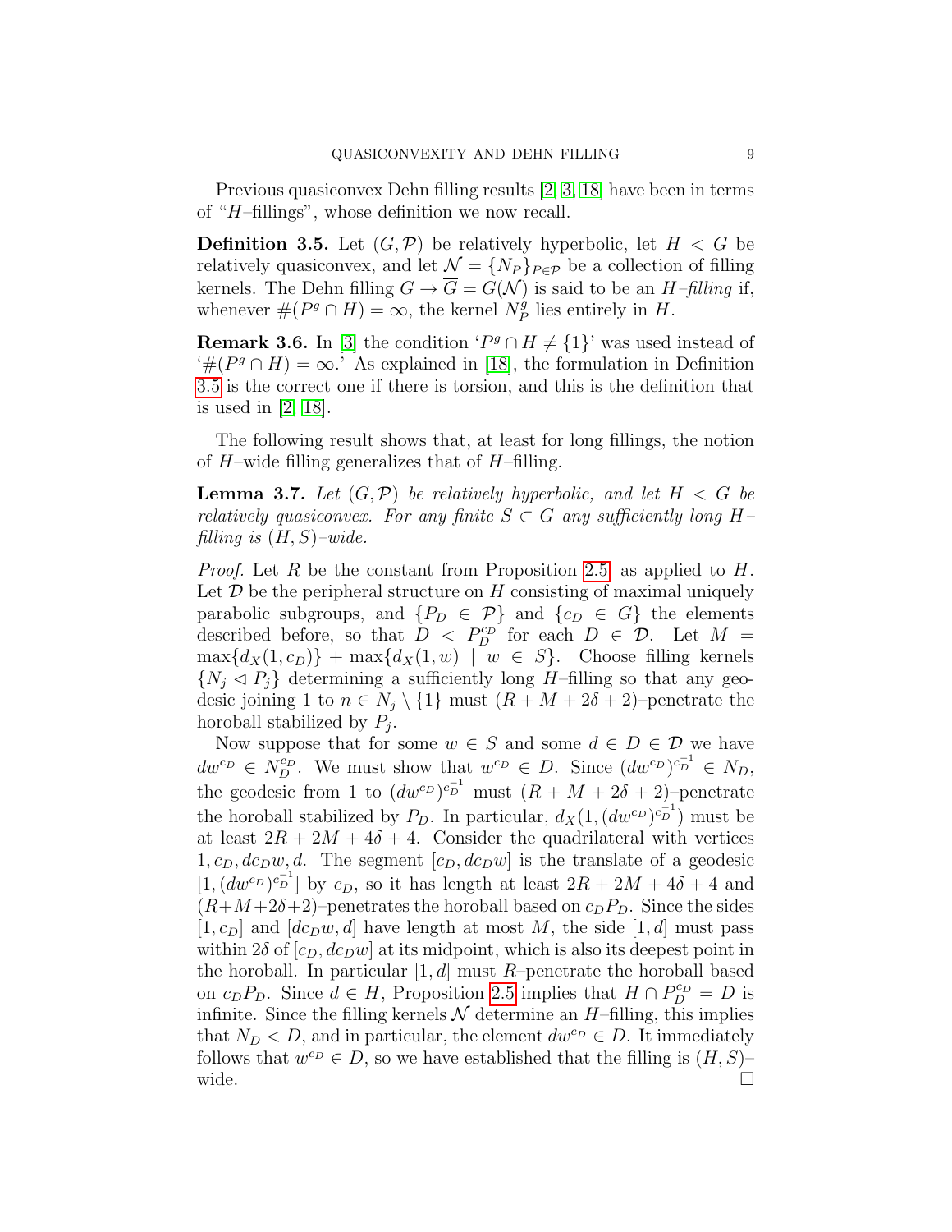Previous quasiconvex Dehn filling results [2, 3, 18] have been in terms of "$H$–fillings", whose definition we now recall.

**Definition 3.5.** Let $(G, \mathcal{P})$ be relatively hyperbolic, let $H < G$ be relatively quasiconvex, and let $\mathcal{N} = \{N_P\}_{P \in \mathcal{P}}$ be a collection of filling kernels. The Dehn filling $G \to \overline{G} = G(\mathcal{N})$ is said to be an *$H$–filling* if, whenever $\#(P^g \cap H) = \infty$, the kernel $N_P^g$ lies entirely in $H$.

**Remark 3.6.** In [3] the condition '$P^g \cap H \neq \{1\}$' was used instead of '$\#(P^g \cap H) = \infty$.' As explained in [18], the formulation in Definition 3.5 is the correct one if there is torsion, and this is the definition that is used in [2, 18].

The following result shows that, at least for long fillings, the notion of $H$–wide filling generalizes that of $H$–filling.

**Lemma 3.7.** *Let $(G, \mathcal{P})$ be relatively hyperbolic, and let $H < G$ be relatively quasiconvex. For any finite $S \subset G$ any sufficiently long $H$–filling is $(H, S)$–wide.*

*Proof.* Let $R$ be the constant from Proposition 2.5, as applied to $H$. Let $\mathcal{D}$ be the peripheral structure on $H$ consisting of maximal uniquely parabolic subgroups, and $\{P_D \in \mathcal{P}\}$ and $\{c_D \in G\}$ the elements described before, so that $D < P_D^{c_D}$ for each $D \in \mathcal{D}$. Let $M = \max\{d_X(1, c_D)\} + \max\{d_X(1, w) \mid w \in S\}$. Choose filling kernels $\{N_j \lhd P_j\}$ determining a sufficiently long $H$–filling so that any geodesic joining 1 to $n \in N_j \setminus \{1\}$ must $(R + M + 2\delta + 2)$–penetrate the horoball stabilized by $P_j$.

Now suppose that for some $w \in S$ and some $d \in D \in \mathcal{D}$ we have $dw^{c_D} \in N_D^{c_D}$. We must show that $w^{c_D} \in D$. Since $(dw^{c_D})^{c_D^{-1}} \in N_D$, the geodesic from 1 to $(dw^{c_D})^{c_D^{-1}}$ must $(R + M + 2\delta + 2)$–penetrate the horoball stabilized by $P_D$. In particular, $d_X(1, (dw^{c_D})^{c_D^{-1}})$ must be at least $2R + 2M + 4\delta + 4$. Consider the quadrilateral with vertices $1, c_D, dc_Dw, d$. The segment $[c_D, dc_Dw]$ is the translate of a geodesic $[1, (dw^{c_D})^{c_D^{-1}}]$ by $c_D$, so it has length at least $2R + 2M + 4\delta + 4$ and $(R+M+2\delta+2)$–penetrates the horoball based on $c_DP_D$. Since the sides $[1, c_D]$ and $[dc_Dw, d]$ have length at most $M$, the side $[1, d]$ must pass within $2\delta$ of $[c_D, dc_Dw]$ at its midpoint, which is also its deepest point in the horoball. In particular $[1, d]$ must $R$–penetrate the horoball based on $c_DP_D$. Since $d \in H$, Proposition 2.5 implies that $H \cap P_D^{c_D} = D$ is infinite. Since the filling kernels $\mathcal{N}$ determine an $H$–filling, this implies that $N_D < D$, and in particular, the element $dw^{c_D} \in D$. It immediately follows that $w^{c_D} \in D$, so we have established that the filling is $(H, S)$–wide. $\square$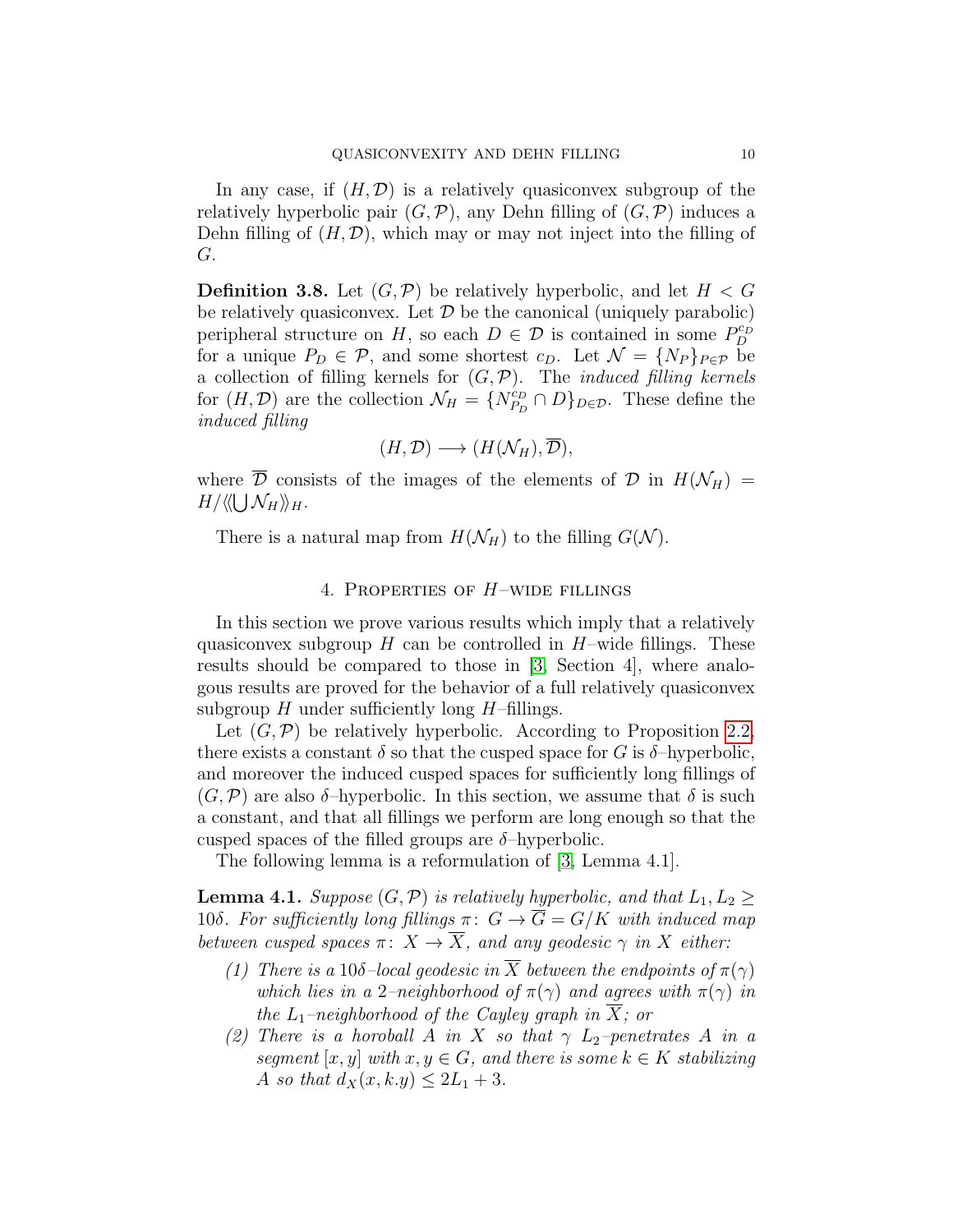In any case, if $(H, \mathcal{D})$ is a relatively quasiconvex subgroup of the relatively hyperbolic pair $(G, \mathcal{P})$, any Dehn filling of $(G, \mathcal{P})$ induces a Dehn filling of $(H, \mathcal{D})$, which may or may not inject into the filling of $G$.

**Definition 3.8.** Let $(G, \mathcal{P})$ be relatively hyperbolic, and let $H < G$ be relatively quasiconvex. Let $\mathcal{D}$ be the canonical (uniquely parabolic) peripheral structure on $H$, so each $D \in \mathcal{D}$ is contained in some $P_D^{c_D}$ for a unique $P_D \in \mathcal{P}$, and some shortest $c_D$. Let $\mathcal{N} = \{N_P\}_{P \in \mathcal{P}}$ be a collection of filling kernels for $(G, \mathcal{P})$. The *induced filling kernels* for $(H, \mathcal{D})$ are the collection $\mathcal{N}_H = \{N_{P_D}^{c_D} \cap D\}_{D \in \mathcal{D}}$. These define the *induced filling*

$$(H, \mathcal{D}) \longrightarrow (H(\mathcal{N}_H), \overline{\mathcal{D}}),$$

where $\overline{\mathcal{D}}$ consists of the images of the elements of $\mathcal{D}$ in $H(\mathcal{N}_H) = H / \langle\langle \bigcup \mathcal{N}_H \rangle\rangle_H$.

There is a natural map from $H(\mathcal{N}_H)$ to the filling $G(\mathcal{N})$.

## 4. Properties of $H$–wide fillings

In this section we prove various results which imply that a relatively quasiconvex subgroup $H$ can be controlled in $H$–wide fillings. These results should be compared to those in [3, Section 4], where analogous results are proved for the behavior of a full relatively quasiconvex subgroup $H$ under sufficiently long $H$–fillings.

Let $(G, \mathcal{P})$ be relatively hyperbolic. According to Proposition 2.2, there exists a constant $\delta$ so that the cusped space for $G$ is $\delta$–hyperbolic, and moreover the induced cusped spaces for sufficiently long fillings of $(G, \mathcal{P})$ are also $\delta$–hyperbolic. In this section, we assume that $\delta$ is such a constant, and that all fillings we perform are long enough so that the cusped spaces of the filled groups are $\delta$–hyperbolic.

The following lemma is a reformulation of [3, Lemma 4.1].

**Lemma 4.1.** *Suppose $(G, \mathcal{P})$ is relatively hyperbolic, and that $L_1, L_2 \geq 10\delta$. For sufficiently long fillings $\pi \colon G \to \overline{G} = G/K$ with induced map between cusped spaces $\pi \colon X \to \overline{X}$, and any geodesic $\gamma$ in $X$ either:*

1. *There is a $10\delta$–local geodesic in $\overline{X}$ between the endpoints of $\pi(\gamma)$ which lies in a 2–neighborhood of $\pi(\gamma)$ and agrees with $\pi(\gamma)$ in the $L_1$–neighborhood of the Cayley graph in $\overline{X}$; or*
2. *There is a horoball $A$ in $X$ so that $\gamma$ $L_2$–penetrates $A$ in a segment $[x, y]$ with $x, y \in G$, and there is some $k \in K$ stabilizing $A$ so that $d_X(x, k.y) \leq 2L_1 + 3$.*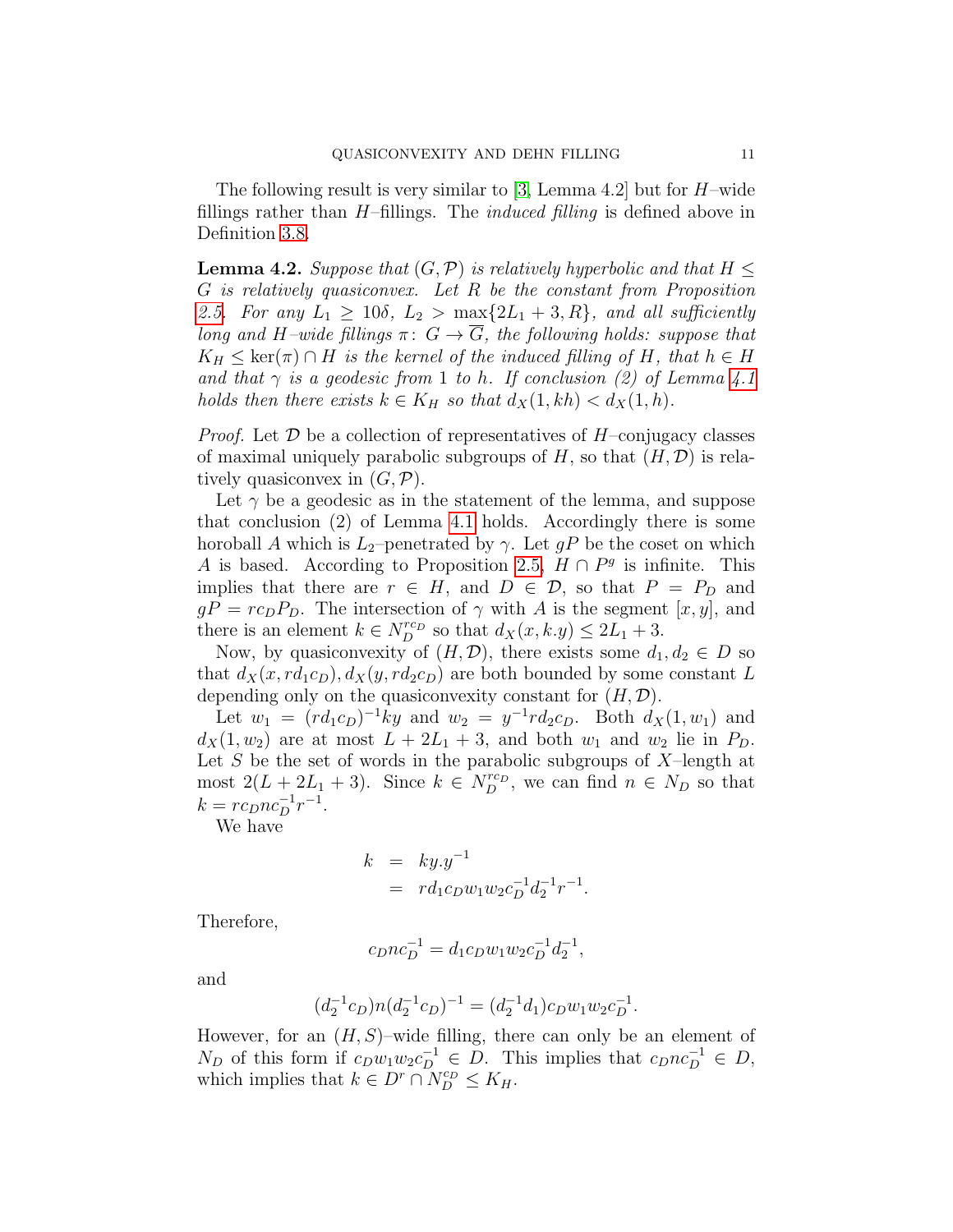The following result is very similar to [3, Lemma 4.2] but for $H$–wide fillings rather than $H$–fillings. The *induced filling* is defined above in Definition 3.8.

**Lemma 4.2.** *Suppose that $(G, \mathcal{P})$ is relatively hyperbolic and that $H \leq G$ is relatively quasiconvex. Let $R$ be the constant from Proposition 2.5. For any $L_1 \geq 10\delta$, $L_2 > \max\{2L_1 + 3, R\}$, and all sufficiently long and $H$–wide fillings $\pi \colon G \to \overline{G}$, the following holds: suppose that $K_H \leq \ker(\pi) \cap H$ is the kernel of the induced filling of $H$, that $h \in H$ and that $\gamma$ is a geodesic from $1$ to $h$. If conclusion (2) of Lemma 4.1 holds then there exists $k \in K_H$ so that $d_X(1, kh) < d_X(1, h)$.*

*Proof.* Let $\mathcal{D}$ be a collection of representatives of $H$–conjugacy classes of maximal uniquely parabolic subgroups of $H$, so that $(H, \mathcal{D})$ is relatively quasiconvex in $(G, \mathcal{P})$.

Let $\gamma$ be a geodesic as in the statement of the lemma, and suppose that conclusion (2) of Lemma 4.1 holds. Accordingly there is some horoball $A$ which is $L_2$–penetrated by $\gamma$. Let $gP$ be the coset on which $A$ is based. According to Proposition 2.5, $H \cap P^g$ is infinite. This implies that there are $r \in H$, and $D \in \mathcal{D}$, so that $P = P_D$ and $gP = rc_D P_D$. The intersection of $\gamma$ with $A$ is the segment $[x, y]$, and there is an element $k \in N_D^{rc_D}$ so that $d_X(x, k.y) \leq 2L_1 + 3$.

Now, by quasiconvexity of $(H, \mathcal{D})$, there exists some $d_1, d_2 \in D$ so that $d_X(x, rd_1c_D), d_X(y, rd_2c_D)$ are both bounded by some constant $L$ depending only on the quasiconvexity constant for $(H, \mathcal{D})$.

Let $w_1 = (rd_1c_D)^{-1}ky$ and $w_2 = y^{-1}rd_2c_D$. Both $d_X(1, w_1)$ and $d_X(1, w_2)$ are at most $L + 2L_1 + 3$, and both $w_1$ and $w_2$ lie in $P_D$. Let $S$ be the set of words in the parabolic subgroups of $X$–length at most $2(L + 2L_1 + 3)$. Since $k \in N_D^{rc_D}$, we can find $n \in N_D$ so that $k = rc_D n c_D^{-1} r^{-1}$.

We have

$$\begin{aligned} k &= ky.y^{-1} \\ &= rd_1c_Dw_1w_2c_D^{-1}d_2^{-1}r^{-1}. \end{aligned}$$

Therefore,

$$c_Dnc_D^{-1} = d_1c_Dw_1w_2c_D^{-1}d_2^{-1},$$

and

$$(d_2^{-1}c_D)n(d_2^{-1}c_D)^{-1} = (d_2^{-1}d_1)c_Dw_1w_2c_D^{-1}.$$

However, for an $(H, S)$–wide filling, there can only be an element of $N_D$ of this form if $c_Dw_1w_2c_D^{-1} \in D$. This implies that $c_Dnc_D^{-1} \in D$, which implies that $k \in D^r \cap N_D^{c_D} \leq K_H$.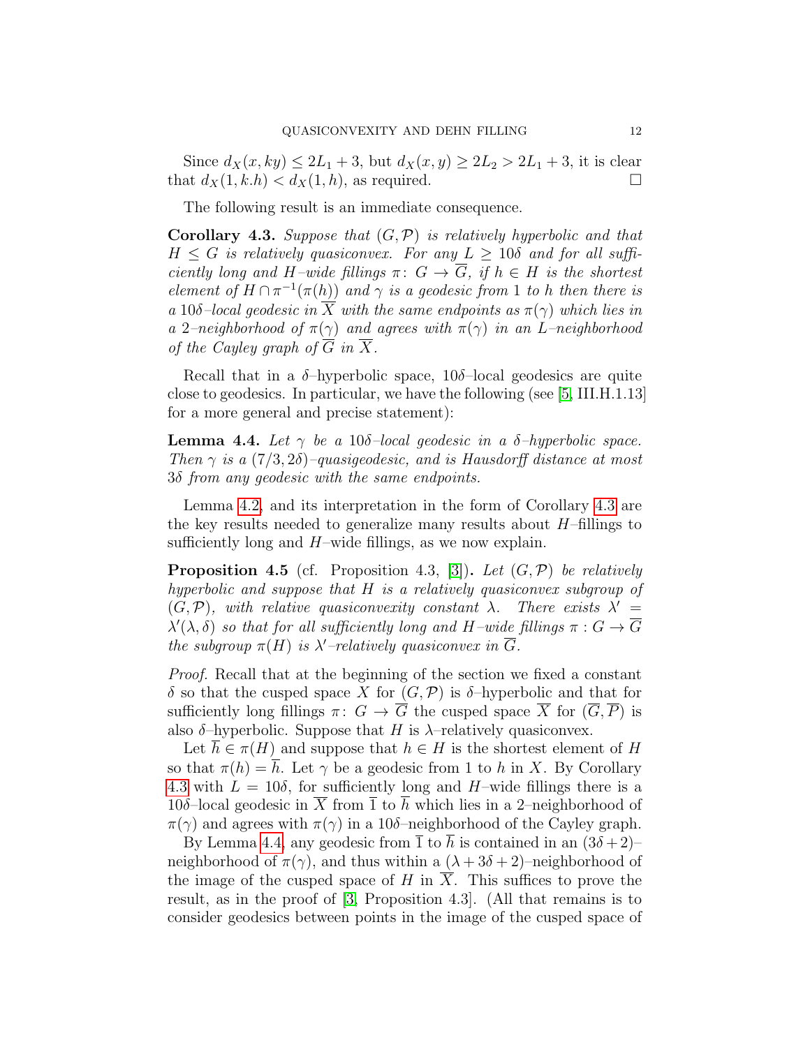Since $d_X(x, ky) \leq 2L_1 + 3$, but $d_X(x, y) \geq 2L_2 > 2L_1 + 3$, it is clear that $d_X(1, k.h) < d_X(1, h)$, as required. □

The following result is an immediate consequence.

**Corollary 4.3.** *Suppose that $(G, \mathcal{P})$ is relatively hyperbolic and that $H \leq G$ is relatively quasiconvex. For any $L \geq 10\delta$ and for all sufficiently long and $H$–wide fillings $\pi \colon G \to \overline{G}$, if $h \in H$ is the shortest element of $H \cap \pi^{-1}(\pi(h))$ and $\gamma$ is a geodesic from 1 to $h$ then there is a $10\delta$–local geodesic in $\overline{X}$ with the same endpoints as $\pi(\gamma)$ which lies in a 2–neighborhood of $\pi(\gamma)$ and agrees with $\pi(\gamma)$ in an $L$–neighborhood of the Cayley graph of $\overline{G}$ in $\overline{X}$.*

Recall that in a $\delta$–hyperbolic space, $10\delta$–local geodesics are quite close to geodesics. In particular, we have the following (see [5, III.H.1.13] for a more general and precise statement):

**Lemma 4.4.** *Let $\gamma$ be a $10\delta$–local geodesic in a $\delta$–hyperbolic space. Then $\gamma$ is a $(7/3, 2\delta)$–quasigeodesic, and is Hausdorff distance at most $3\delta$ from any geodesic with the same endpoints.*

Lemma 4.2, and its interpretation in the form of Corollary 4.3 are the key results needed to generalize many results about $H$–fillings to sufficiently long and $H$–wide fillings, as we now explain.

**Proposition 4.5** (cf. Proposition 4.3, [3]). *Let $(G, \mathcal{P})$ be relatively hyperbolic and suppose that $H$ is a relatively quasiconvex subgroup of $(G, \mathcal{P})$, with relative quasiconvexity constant $\lambda$. There exists $\lambda' = \lambda'(\lambda, \delta)$ so that for all sufficiently long and $H$–wide fillings $\pi : G \to \overline{G}$ the subgroup $\pi(H)$ is $\lambda'$–relatively quasiconvex in $\overline{G}$.*

*Proof.* Recall that at the beginning of the section we fixed a constant $\delta$ so that the cusped space $X$ for $(G, \mathcal{P})$ is $\delta$–hyperbolic and that for sufficiently long fillings $\pi \colon G \to \overline{G}$ the cusped space $\overline{X}$ for $(\overline{G}, \overline{P})$ is also $\delta$–hyperbolic. Suppose that $H$ is $\lambda$–relatively quasiconvex.

Let $\overline{h} \in \pi(H)$ and suppose that $h \in H$ is the shortest element of $H$ so that $\pi(h) = \overline{h}$. Let $\gamma$ be a geodesic from 1 to $h$ in $X$. By Corollary 4.3 with $L = 10\delta$, for sufficiently long and $H$–wide fillings there is a $10\delta$–local geodesic in $\overline{X}$ from $\overline{1}$ to $\overline{h}$ which lies in a 2–neighborhood of $\pi(\gamma)$ and agrees with $\pi(\gamma)$ in a $10\delta$–neighborhood of the Cayley graph.

By Lemma 4.4, any geodesic from $\overline{1}$ to $\overline{h}$ is contained in an $(3\delta+2)$–neighborhood of $\pi(\gamma)$, and thus within a $(\lambda + 3\delta + 2)$–neighborhood of the image of the cusped space of $H$ in $\overline{X}$. This suffices to prove the result, as in the proof of [3, Proposition 4.3]. (All that remains is to consider geodesics between points in the image of the cusped space of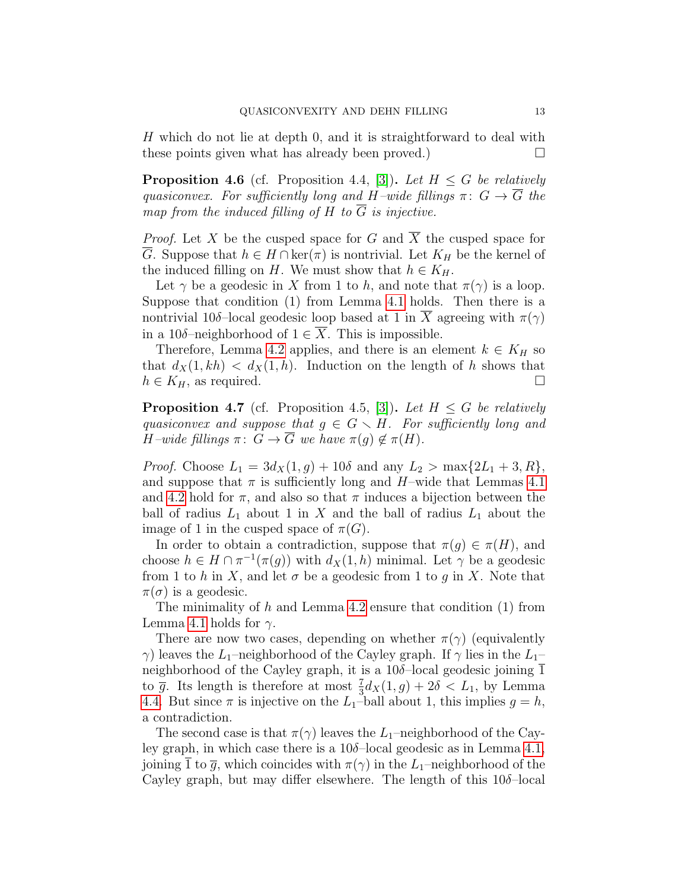$H$ which do not lie at depth 0, and it is straightforward to deal with these points given what has already been proved.) $\square$

**Proposition 4.6** (cf. Proposition 4.4, [3]). *Let $H \leq G$ be relatively quasiconvex. For sufficiently long and $H$–wide fillings $\pi\colon G \to \overline{G}$ the map from the induced filling of $H$ to $\overline{G}$ is injective.*

*Proof.* Let $X$ be the cusped space for $G$ and $\overline{X}$ the cusped space for $\overline{G}$. Suppose that $h \in H \cap \ker(\pi)$ is nontrivial. Let $K_H$ be the kernel of the induced filling on $H$. We must show that $h \in K_H$.

Let $\gamma$ be a geodesic in $X$ from 1 to $h$, and note that $\pi(\gamma)$ is a loop. Suppose that condition (1) from Lemma 4.1 holds. Then there is a nontrivial $10\delta$–local geodesic loop based at 1 in $\overline{X}$ agreeing with $\pi(\gamma)$ in a $10\delta$–neighborhood of $1 \in \overline{X}$. This is impossible.

Therefore, Lemma 4.2 applies, and there is an element $k \in K_H$ so that $d_X(1, kh) < d_X(1, h)$. Induction on the length of $h$ shows that $h \in K_H$, as required. $\square$

**Proposition 4.7** (cf. Proposition 4.5, [3]). *Let $H \leq G$ be relatively quasiconvex and suppose that $g \in G \smallsetminus H$. For sufficiently long and $H$–wide fillings $\pi\colon G \to \overline{G}$ we have $\pi(g) \notin \pi(H)$.*

*Proof.* Choose $L_1 = 3d_X(1, g) + 10\delta$ and any $L_2 > \max\{2L_1 + 3, R\}$, and suppose that $\pi$ is sufficiently long and $H$–wide that Lemmas 4.1 and 4.2 hold for $\pi$, and also so that $\pi$ induces a bijection between the ball of radius $L_1$ about 1 in $X$ and the ball of radius $L_1$ about the image of 1 in the cusped space of $\pi(G)$.

In order to obtain a contradiction, suppose that $\pi(g) \in \pi(H)$, and choose $h \in H \cap \pi^{-1}(\pi(g))$ with $d_X(1, h)$ minimal. Let $\gamma$ be a geodesic from 1 to $h$ in $X$, and let $\sigma$ be a geodesic from 1 to $g$ in $X$. Note that $\pi(\sigma)$ is a geodesic.

The minimality of $h$ and Lemma 4.2 ensure that condition (1) from Lemma 4.1 holds for $\gamma$.

There are now two cases, depending on whether $\pi(\gamma)$ (equivalently $\gamma$) leaves the $L_1$–neighborhood of the Cayley graph. If $\gamma$ lies in the $L_1$–neighborhood of the Cayley graph, it is a $10\delta$–local geodesic joining $\overline{1}$ to $\overline{g}$. Its length is therefore at most $\frac{7}{3}d_X(1, g) + 2\delta < L_1$, by Lemma 4.4. But since $\pi$ is injective on the $L_1$–ball about 1, this implies $g = h$, a contradiction.

The second case is that $\pi(\gamma)$ leaves the $L_1$–neighborhood of the Cayley graph, in which case there is a $10\delta$–local geodesic as in Lemma 4.1, joining $\overline{1}$ to $\overline{g}$, which coincides with $\pi(\gamma)$ in the $L_1$–neighborhood of the Cayley graph, but may differ elsewhere. The length of this $10\delta$–local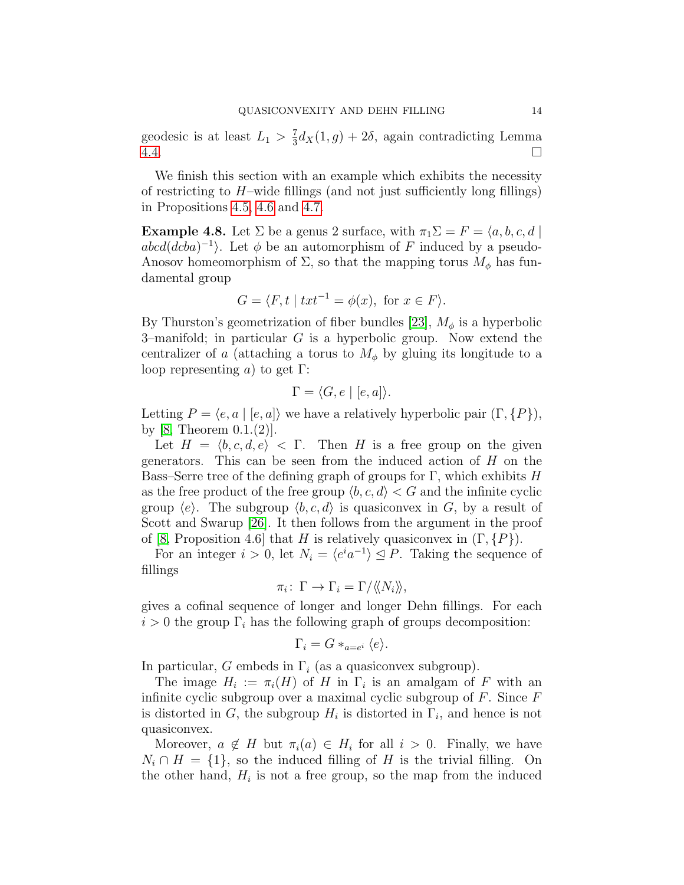geodesic is at least $L_1 > \frac{7}{3}d_X(1,g) + 2\delta$, again contradicting Lemma 4.4. $\square$

We finish this section with an example which exhibits the necessity of restricting to $H$–wide fillings (and not just sufficiently long fillings) in Propositions 4.5, 4.6 and 4.7.

**Example 4.8.** Let $\Sigma$ be a genus 2 surface, with $\pi_1\Sigma = F = \langle a, b, c, d \mid abcd(dcba)^{-1}\rangle$. Let $\phi$ be an automorphism of $F$ induced by a pseudo-Anosov homeomorphism of $\Sigma$, so that the mapping torus $M_\phi$ has fundamental group

$$G = \langle F, t \mid txt^{-1} = \phi(x), \text{ for } x \in F\rangle.$$

By Thurston's geometrization of fiber bundles [23], $M_\phi$ is a hyperbolic 3–manifold; in particular $G$ is a hyperbolic group. Now extend the centralizer of $a$ (attaching a torus to $M_\phi$ by gluing its longitude to a loop representing $a$) to get $\Gamma$:

$$\Gamma = \langle G, e \mid [e, a]\rangle.$$

Letting $P = \langle e, a \mid [e, a]\rangle$ we have a relatively hyperbolic pair $(\Gamma, \{P\})$, by [8, Theorem 0.1.(2)].

Let $H = \langle b, c, d, e\rangle < \Gamma$. Then $H$ is a free group on the given generators. This can be seen from the induced action of $H$ on the Bass–Serre tree of the defining graph of groups for $\Gamma$, which exhibits $H$ as the free product of the free group $\langle b, c, d\rangle < G$ and the infinite cyclic group $\langle e\rangle$. The subgroup $\langle b, c, d\rangle$ is quasiconvex in $G$, by a result of Scott and Swarup [26]. It then follows from the argument in the proof of [8, Proposition 4.6] that $H$ is relatively quasiconvex in $(\Gamma, \{P\})$.

For an integer $i > 0$, let $N_i = \langle e^i a^{-1}\rangle \trianglelefteq P$. Taking the sequence of fillings

$$\pi_i \colon \Gamma \to \Gamma_i = \Gamma/\langle\langle N_i\rangle\rangle,$$

gives a cofinal sequence of longer and longer Dehn fillings. For each $i > 0$ the group $\Gamma_i$ has the following graph of groups decomposition:

$$\Gamma_i = G *_{a = e^i} \langle e\rangle.$$

In particular, $G$ embeds in $\Gamma_i$ (as a quasiconvex subgroup).

The image $H_i := \pi_i(H)$ of $H$ in $\Gamma_i$ is an amalgam of $F$ with an infinite cyclic subgroup over a maximal cyclic subgroup of $F$. Since $F$ is distorted in $G$, the subgroup $H_i$ is distorted in $\Gamma_i$, and hence is not quasiconvex.

Moreover, $a \notin H$ but $\pi_i(a) \in H_i$ for all $i > 0$. Finally, we have $N_i \cap H = \{1\}$, so the induced filling of $H$ is the trivial filling. On the other hand, $H_i$ is not a free group, so the map from the induced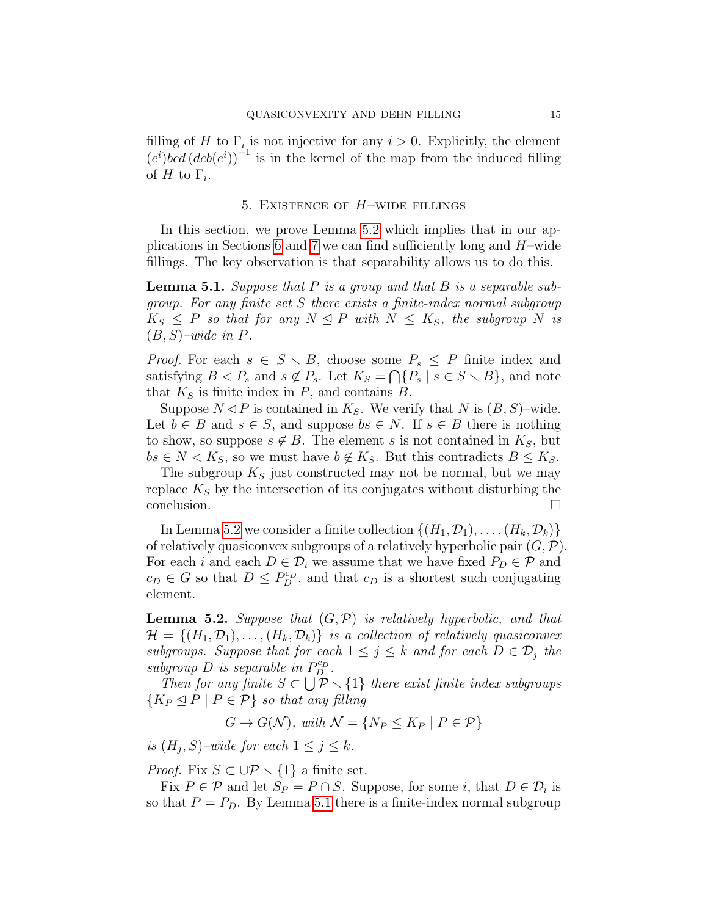filling of $H$ to $\Gamma_i$ is not injective for any $i > 0$. Explicitly, the element $(e^i)bcd\,(dcb(e^i))^{-1}$ is in the kernel of the map from the induced filling of $H$ to $\Gamma_i$.

## 5. Existence of $H$–wide fillings

In this section, we prove Lemma 5.2 which implies that in our applications in Sections 6 and 7 we can find sufficiently long and $H$–wide fillings. The key observation is that separability allows us to do this.

**Lemma 5.1.** *Suppose that $P$ is a group and that $B$ is a separable subgroup. For any finite set $S$ there exists a finite-index normal subgroup $K_S \le P$ so that for any $N \trianglelefteq P$ with $N \le K_S$, the subgroup $N$ is $(B, S)$–wide in $P$.*

*Proof.* For each $s \in S \smallsetminus B$, choose some $P_s \le P$ finite index and satisfying $B < P_s$ and $s \notin P_s$. Let $K_S = \bigcap\{P_s \mid s \in S \smallsetminus B\}$, and note that $K_S$ is finite index in $P$, and contains $B$.

Suppose $N \lhd P$ is contained in $K_S$. We verify that $N$ is $(B, S)$–wide. Let $b \in B$ and $s \in S$, and suppose $bs \in N$. If $s \in B$ there is nothing to show, so suppose $s \notin B$. The element $s$ is not contained in $K_S$, but $bs \in N < K_S$, so we must have $b \notin K_S$. But this contradicts $B \le K_S$.

The subgroup $K_S$ just constructed may not be normal, but we may replace $K_S$ by the intersection of its conjugates without disturbing the conclusion. □

In Lemma 5.2 we consider a finite collection $\{(H_1, \mathcal{D}_1), \ldots, (H_k, \mathcal{D}_k)\}$ of relatively quasiconvex subgroups of a relatively hyperbolic pair $(G, \mathcal{P})$. For each $i$ and each $D \in \mathcal{D}_i$ we assume that we have fixed $P_D \in \mathcal{P}$ and $c_D \in G$ so that $D \le P_D^{c_D}$, and that $c_D$ is a shortest such conjugating element.

**Lemma 5.2.** *Suppose that $(G, \mathcal{P})$ is relatively hyperbolic, and that $\mathcal{H} = \{(H_1, \mathcal{D}_1), \ldots, (H_k, \mathcal{D}_k)\}$ is a collection of relatively quasiconvex subgroups. Suppose that for each $1 \le j \le k$ and for each $D \in \mathcal{D}_j$ the subgroup $D$ is separable in $P_D^{c_D}$.*

*Then for any finite $S \subset \bigcup \mathcal{P} \smallsetminus \{1\}$ there exist finite index subgroups $\{K_P \trianglelefteq P \mid P \in \mathcal{P}\}$ so that any filling*

$$G \to G(\mathcal{N}), \text{ with } \mathcal{N} = \{N_P \le K_P \mid P \in \mathcal{P}\}$$

*is $(H_j, S)$–wide for each $1 \le j \le k$.*

*Proof.* Fix $S \subset \cup\mathcal{P} \smallsetminus \{1\}$ a finite set.

Fix $P \in \mathcal{P}$ and let $S_P = P \cap S$. Suppose, for some $i$, that $D \in \mathcal{D}_i$ is so that $P = P_D$. By Lemma 5.1 there is a finite-index normal subgroup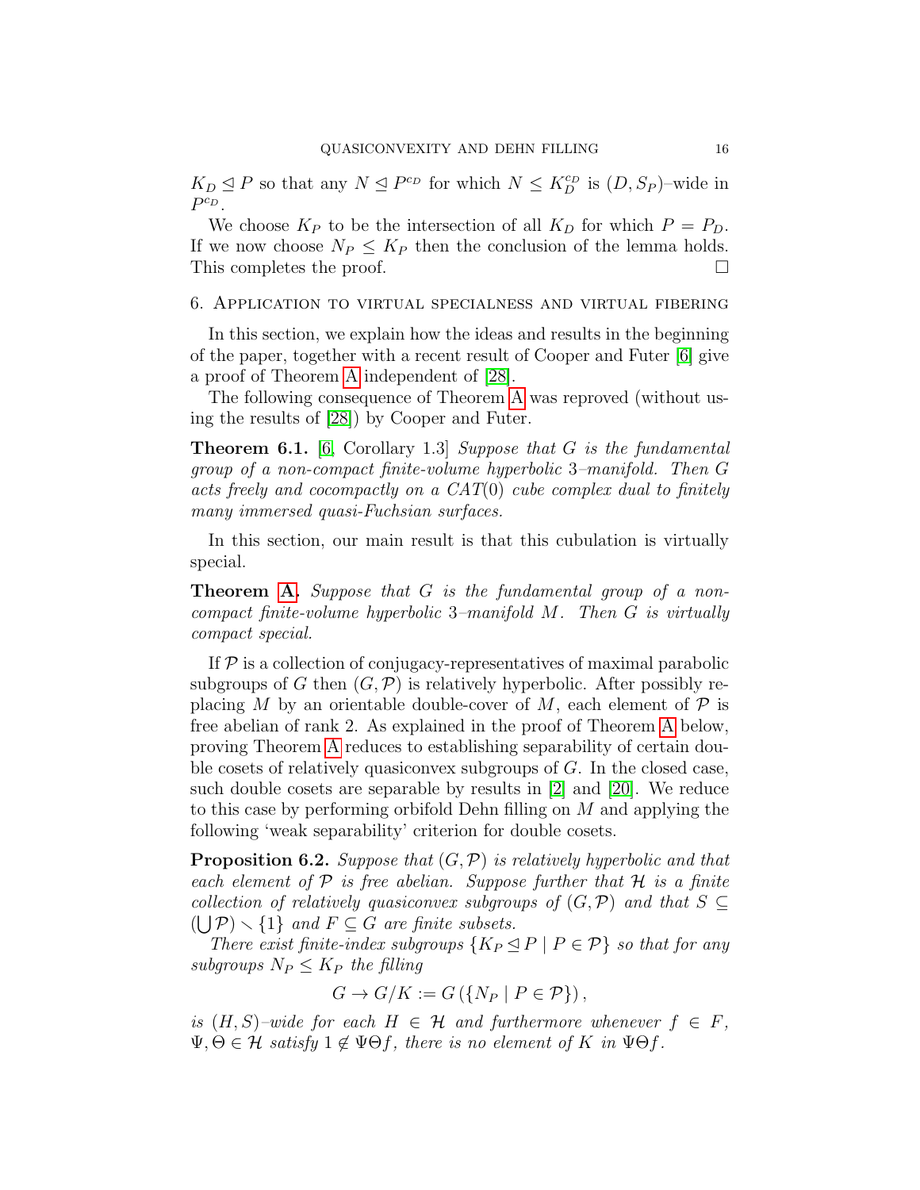$K_D \trianglelefteq P$ so that any $N \trianglelefteq P^{c_D}$ for which $N \leq K_D^{c_D}$ is $(D, S_P)$–wide in $P^{c_D}$.

We choose $K_P$ to be the intersection of all $K_D$ for which $P = P_D$. If we now choose $N_P \leq K_P$ then the conclusion of the lemma holds. This completes the proof. □

## 6. Application to virtual specialness and virtual fibering

In this section, we explain how the ideas and results in the beginning of the paper, together with a recent result of Cooper and Futer [6] give a proof of Theorem A independent of [28].

The following consequence of Theorem A was reproved (without using the results of [28]) by Cooper and Futer.

**Theorem 6.1.** [6, Corollary 1.3] *Suppose that $G$ is the fundamental group of a non-compact finite-volume hyperbolic 3–manifold. Then $G$ acts freely and cocompactly on a CAT(0) cube complex dual to finitely many immersed quasi-Fuchsian surfaces.*

In this section, our main result is that this cubulation is virtually special.

**Theorem A.** *Suppose that $G$ is the fundamental group of a non-compact finite-volume hyperbolic 3–manifold $M$. Then $G$ is virtually compact special.*

If $\mathcal{P}$ is a collection of conjugacy-representatives of maximal parabolic subgroups of $G$ then $(G, \mathcal{P})$ is relatively hyperbolic. After possibly replacing $M$ by an orientable double-cover of $M$, each element of $\mathcal{P}$ is free abelian of rank 2. As explained in the proof of Theorem A below, proving Theorem A reduces to establishing separability of certain double cosets of relatively quasiconvex subgroups of $G$. In the closed case, such double cosets are separable by results in [2] and [20]. We reduce to this case by performing orbifold Dehn filling on $M$ and applying the following 'weak separability' criterion for double cosets.

**Proposition 6.2.** *Suppose that $(G, \mathcal{P})$ is relatively hyperbolic and that each element of $\mathcal{P}$ is free abelian. Suppose further that $\mathcal{H}$ is a finite collection of relatively quasiconvex subgroups of $(G, \mathcal{P})$ and that $S \subseteq (\bigcup \mathcal{P}) \smallsetminus \{1\}$ and $F \subseteq G$ are finite subsets.*

*There exist finite-index subgroups $\{K_P \trianglelefteq P \mid P \in \mathcal{P}\}$ so that for any subgroups $N_P \leq K_P$ the filling*

$$G \to G/K := G\left(\{N_P \mid P \in \mathcal{P}\}\right),$$

*is $(H, S)$–wide for each $H \in \mathcal{H}$ and furthermore whenever $f \in F$, $\Psi, \Theta \in \mathcal{H}$ satisfy $1 \notin \Psi\Theta f$, there is no element of $K$ in $\Psi\Theta f$.*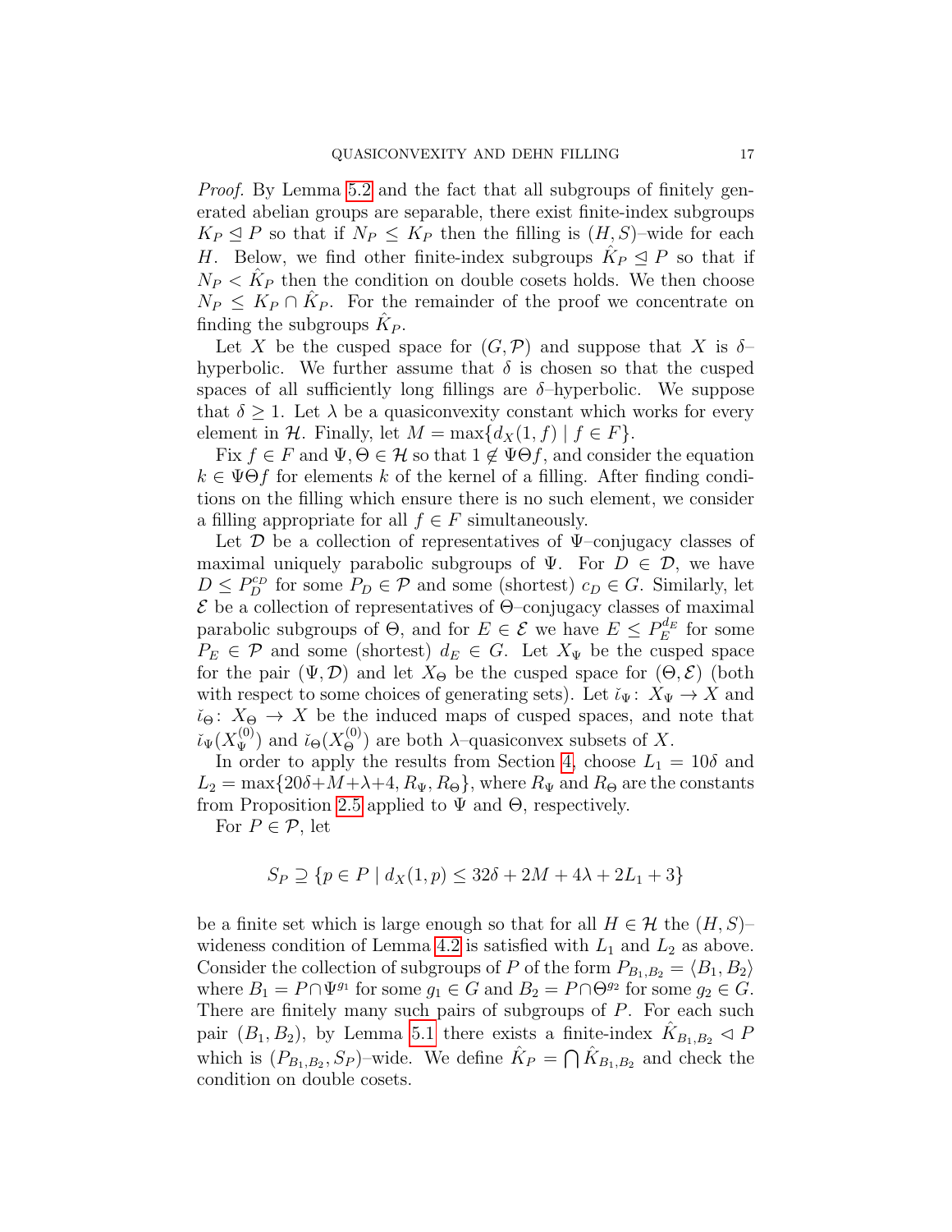*Proof.* By Lemma 5.2 and the fact that all subgroups of finitely generated abelian groups are separable, there exist finite-index subgroups $K_P \trianglelefteq P$ so that if $N_P \le K_P$ then the filling is $(H, S)$–wide for each $H$. Below, we find other finite-index subgroups $\hat{K}_P \trianglelefteq P$ so that if $N_P < \hat{K}_P$ then the condition on double cosets holds. We then choose $N_P \le K_P \cap \hat{K}_P$. For the remainder of the proof we concentrate on finding the subgroups $\hat{K}_P$.

Let $X$ be the cusped space for $(G, \mathcal{P})$ and suppose that $X$ is $\delta$–hyperbolic. We further assume that $\delta$ is chosen so that the cusped spaces of all sufficiently long fillings are $\delta$–hyperbolic. We suppose that $\delta \ge 1$. Let $\lambda$ be a quasiconvexity constant which works for every element in $\mathcal{H}$. Finally, let $M = \max\{d_X(1, f) \mid f \in F\}$.

Fix $f \in F$ and $\Psi, \Theta \in \mathcal{H}$ so that $1 \notin \Psi\Theta f$, and consider the equation $k \in \Psi\Theta f$ for elements $k$ of the kernel of a filling. After finding conditions on the filling which ensure there is no such element, we consider a filling appropriate for all $f \in F$ simultaneously.

Let $\mathcal{D}$ be a collection of representatives of $\Psi$–conjugacy classes of maximal uniquely parabolic subgroups of $\Psi$. For $D \in \mathcal{D}$, we have $D \le P_D^{c_D}$ for some $P_D \in \mathcal{P}$ and some (shortest) $c_D \in G$. Similarly, let $\mathcal{E}$ be a collection of representatives of $\Theta$–conjugacy classes of maximal parabolic subgroups of $\Theta$, and for $E \in \mathcal{E}$ we have $E \le P_E^{d_E}$ for some $P_E \in \mathcal{P}$ and some (shortest) $d_E \in G$. Let $X_\Psi$ be the cusped space for the pair $(\Psi, \mathcal{D})$ and let $X_\Theta$ be the cusped space for $(\Theta, \mathcal{E})$ (both with respect to some choices of generating sets). Let $\check{\iota}_\Psi \colon X_\Psi \to X$ and $\check{\iota}_\Theta \colon X_\Theta \to X$ be the induced maps of cusped spaces, and note that $\check{\iota}_\Psi(X_\Psi^{(0)})$ and $\check{\iota}_\Theta(X_\Theta^{(0)})$ are both $\lambda$–quasiconvex subsets of $X$.

In order to apply the results from Section 4, choose $L_1 = 10\delta$ and $L_2 = \max\{20\delta + M + \lambda + 4, R_\Psi, R_\Theta\}$, where $R_\Psi$ and $R_\Theta$ are the constants from Proposition 2.5 applied to $\Psi$ and $\Theta$, respectively.

For $P \in \mathcal{P}$, let

$$S_P \supseteq \{p \in P \mid d_X(1, p) \le 32\delta + 2M + 4\lambda + 2L_1 + 3\}$$

be a finite set which is large enough so that for all $H \in \mathcal{H}$ the $(H, S)$–wideness condition of Lemma 4.2 is satisfied with $L_1$ and $L_2$ as above. Consider the collection of subgroups of $P$ of the form $P_{B_1,B_2} = \langle B_1, B_2 \rangle$ where $B_1 = P \cap \Psi^{g_1}$ for some $g_1 \in G$ and $B_2 = P \cap \Theta^{g_2}$ for some $g_2 \in G$. There are finitely many such pairs of subgroups of $P$. For each such pair $(B_1, B_2)$, by Lemma 5.1 there exists a finite-index $\hat{K}_{B_1,B_2} \lhd P$ which is $(P_{B_1,B_2}, S_P)$–wide. We define $\hat{K}_P = \bigcap \hat{K}_{B_1,B_2}$ and check the condition on double cosets.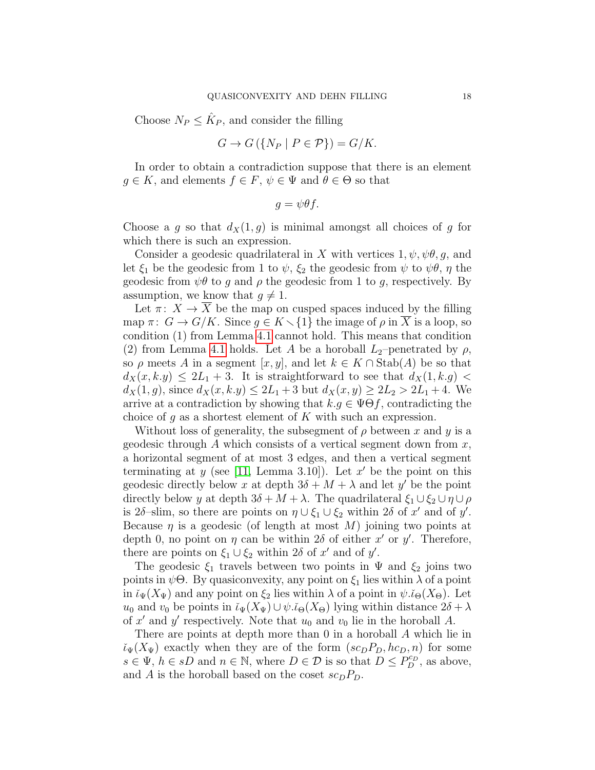Choose $N_P \leq \hat{K}_P$, and consider the filling

$$G \to G\left(\{N_P \mid P \in \mathcal{P}\}\right) = G/K.$$

In order to obtain a contradiction suppose that there is an element $g \in K$, and elements $f \in F$, $\psi \in \Psi$ and $\theta \in \Theta$ so that

$$g = \psi\theta f.$$

Choose a $g$ so that $d_X(1, g)$ is minimal amongst all choices of $g$ for which there is such an expression.

Consider a geodesic quadrilateral in $X$ with vertices $1, \psi, \psi\theta, g$, and let $\xi_1$ be the geodesic from 1 to $\psi$, $\xi_2$ the geodesic from $\psi$ to $\psi\theta$, $\eta$ the geodesic from $\psi\theta$ to $g$ and $\rho$ the geodesic from 1 to $g$, respectively. By assumption, we know that $g \neq 1$.

Let $\pi\colon X \to \overline{X}$ be the map on cusped spaces induced by the filling map $\pi\colon G \to G/K$. Since $g \in K \smallsetminus \{1\}$ the image of $\rho$ in $\overline{X}$ is a loop, so condition (1) from Lemma 4.1 cannot hold. This means that condition (2) from Lemma 4.1 holds. Let $A$ be a horoball $L_2$–penetrated by $\rho$, so $\rho$ meets $A$ in a segment $[x, y]$, and let $k \in K \cap \mathrm{Stab}(A)$ be so that $d_X(x, k.y) \leq 2L_1 + 3$. It is straightforward to see that $d_X(1, k.g) < d_X(1, g)$, since $d_X(x, k.y) \leq 2L_1 + 3$ but $d_X(x, y) \geq 2L_2 > 2L_1 + 4$. We arrive at a contradiction by showing that $k.g \in \Psi\Theta f$, contradicting the choice of $g$ as a shortest element of $K$ with such an expression.

Without loss of generality, the subsegment of $\rho$ between $x$ and $y$ is a geodesic through $A$ which consists of a vertical segment down from $x$, a horizontal segment of at most 3 edges, and then a vertical segment terminating at $y$ (see [11, Lemma 3.10]). Let $x'$ be the point on this geodesic directly below $x$ at depth $3\delta + M + \lambda$ and let $y'$ be the point directly below $y$ at depth $3\delta + M + \lambda$. The quadrilateral $\xi_1 \cup \xi_2 \cup \eta \cup \rho$ is $2\delta$–slim, so there are points on $\eta \cup \xi_1 \cup \xi_2$ within $2\delta$ of $x'$ and of $y'$. Because $\eta$ is a geodesic (of length at most $M$) joining two points at depth 0, no point on $\eta$ can be within $2\delta$ of either $x'$ or $y'$. Therefore, there are points on $\xi_1 \cup \xi_2$ within $2\delta$ of $x'$ and of $y'$.

The geodesic $\xi_1$ travels between two points in $\Psi$ and $\xi_2$ joins two points in $\psi\Theta$. By quasiconvexity, any point on $\xi_1$ lies within $\lambda$ of a point in $\check{\iota}_\Psi(X_\Psi)$ and any point on $\xi_2$ lies within $\lambda$ of a point in $\psi.\check{\iota}_\Theta(X_\Theta)$. Let $u_0$ and $v_0$ be points in $\check{\iota}_\Psi(X_\Psi) \cup \psi.\check{\iota}_\Theta(X_\Theta)$ lying within distance $2\delta + \lambda$ of $x'$ and $y'$ respectively. Note that $u_0$ and $v_0$ lie in the horoball $A$.

There are points at depth more than 0 in a horoball $A$ which lie in $\check{\iota}_\Psi(X_\Psi)$ exactly when they are of the form $(sc_D P_D, hc_D, n)$ for some $s \in \Psi$, $h \in sD$ and $n \in \mathbb{N}$, where $D \in \mathcal{D}$ is so that $D \leq P_D^{c_D}$, as above, and $A$ is the horoball based on the coset $sc_D P_D$.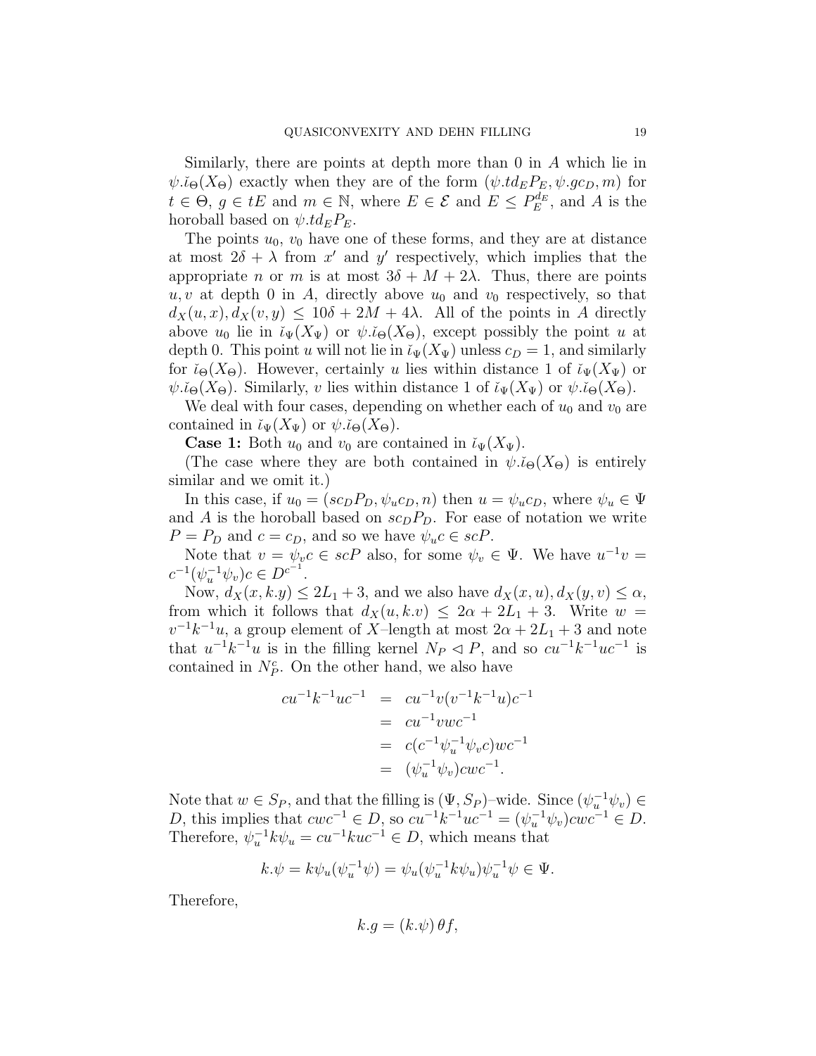Similarly, there are points at depth more than 0 in $A$ which lie in $\psi.\breve{\iota}_\Theta(X_\Theta)$ exactly when they are of the form $(\psi.td_EP_E, \psi.gc_D, m)$ for $t \in \Theta$, $g \in tE$ and $m \in \mathbb{N}$, where $E \in \mathcal{E}$ and $E \leq P_E^{d_E}$, and $A$ is the horoball based on $\psi.td_EP_E$.

The points $u_0$, $v_0$ have one of these forms, and they are at distance at most $2\delta + \lambda$ from $x'$ and $y'$ respectively, which implies that the appropriate $n$ or $m$ is at most $3\delta + M + 2\lambda$. Thus, there are points $u, v$ at depth 0 in $A$, directly above $u_0$ and $v_0$ respectively, so that $d_X(u,x), d_X(v,y) \leq 10\delta + 2M + 4\lambda$. All of the points in $A$ directly above $u_0$ lie in $\breve{\iota}_\Psi(X_\Psi)$ or $\psi.\breve{\iota}_\Theta(X_\Theta)$, except possibly the point $u$ at depth 0. This point $u$ will not lie in $\breve{\iota}_\Psi(X_\Psi)$ unless $c_D = 1$, and similarly for $\breve{\iota}_\Theta(X_\Theta)$. However, certainly $u$ lies within distance 1 of $\breve{\iota}_\Psi(X_\Psi)$ or $\psi.\breve{\iota}_\Theta(X_\Theta)$. Similarly, $v$ lies within distance 1 of $\breve{\iota}_\Psi(X_\Psi)$ or $\psi.\breve{\iota}_\Theta(X_\Theta)$.

We deal with four cases, depending on whether each of $u_0$ and $v_0$ are contained in $\breve{\iota}_\Psi(X_\Psi)$ or $\psi.\breve{\iota}_\Theta(X_\Theta)$.

**Case 1:** Both $u_0$ and $v_0$ are contained in $\breve{\iota}_\Psi(X_\Psi)$.

(The case where they are both contained in $\psi.\breve{\iota}_\Theta(X_\Theta)$ is entirely similar and we omit it.)

In this case, if $u_0 = (sc_DP_D, \psi_uc_D, n)$ then $u = \psi_uc_D$, where $\psi_u \in \Psi$ and $A$ is the horoball based on $sc_DP_D$. For ease of notation we write $P = P_D$ and $c = c_D$, and so we have $\psi_uc \in scP$.

Note that $v = \psi_vc \in scP$ also, for some $\psi_v \in \Psi$. We have $u^{-1}v = c^{-1}(\psi_u^{-1}\psi_v)c \in D^{c^{-1}}$.

Now, $d_X(x, k.y) \leq 2L_1 + 3$, and we also have $d_X(x,u), d_X(y,v) \leq \alpha$, from which it follows that $d_X(u, k.v) \leq 2\alpha + 2L_1 + 3$. Write $w = v^{-1}k^{-1}u$, a group element of $X$–length at most $2\alpha + 2L_1 + 3$ and note that $u^{-1}k^{-1}u$ is in the filling kernel $N_P \lhd P$, and so $cu^{-1}k^{-1}uc^{-1}$ is contained in $N_P^c$. On the other hand, we also have

$$\begin{aligned}
cu^{-1}k^{-1}uc^{-1} &= cu^{-1}v(v^{-1}k^{-1}u)c^{-1} \\
&= cu^{-1}vwc^{-1} \\
&= c(c^{-1}\psi_u^{-1}\psi_vc)wc^{-1} \\
&= (\psi_u^{-1}\psi_v)cwc^{-1}.
\end{aligned}$$

Note that $w \in S_P$, and that the filling is $(\Psi, S_P)$–wide. Since $(\psi_u^{-1}\psi_v) \in D$, this implies that $cwc^{-1} \in D$, so $cu^{-1}k^{-1}uc^{-1} = (\psi_u^{-1}\psi_v)cwc^{-1} \in D$. Therefore, $\psi_u^{-1}k\psi_u = cu^{-1}kuc^{-1} \in D$, which means that

$$k.\psi = k\psi_u(\psi_u^{-1}\psi) = \psi_u(\psi_u^{-1}k\psi_u)\psi_u^{-1}\psi \in \Psi.$$

Therefore,

$$k.g = (k.\psi)\,\theta f,$$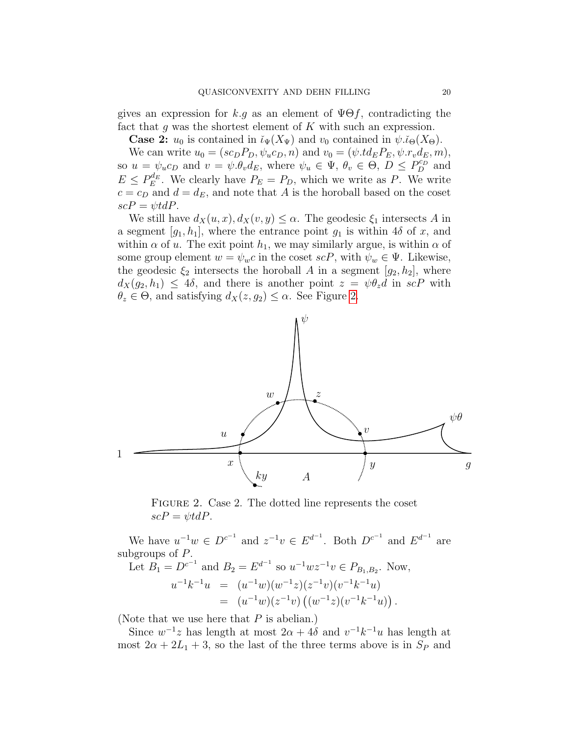gives an expression for $k.g$ as an element of $\Psi\Theta f$, contradicting the fact that $g$ was the shortest element of $K$ with such an expression.

**Case 2:** $u_0$ is contained in $\check{\iota}_\Psi(X_\Psi)$ and $v_0$ contained in $\psi.\check{\iota}_\Theta(X_\Theta)$.

We can write $u_0 = (sc_DP_D, \psi_u c_D, n)$ and $v_0 = (\psi.td_EP_E, \psi.r_v d_E, m)$, so $u = \psi_u c_D$ and $v = \psi.\theta_v d_E$, where $\psi_u \in \Psi$, $\theta_v \in \Theta$, $D \le P_D^{c_D}$ and $E \le P_E^{d_E}$. We clearly have $P_E = P_D$, which we write as $P$. We write $c = c_D$ and $d = d_E$, and note that $A$ is the horoball based on the coset $scP = \psi tdP$.

We still have $d_X(u,x), d_X(v,y) \le \alpha$. The geodesic $\xi_1$ intersects $A$ in a segment $[g_1, h_1]$, where the entrance point $g_1$ is within $4\delta$ of $x$, and within $\alpha$ of $u$. The exit point $h_1$, we may similarly argue, is within $\alpha$ of some group element $w = \psi_w c$ in the coset $scP$, with $\psi_w \in \Psi$. Likewise, the geodesic $\xi_2$ intersects the horoball $A$ in a segment $[g_2, h_2]$, where $d_X(g_2, h_1) \le 4\delta$, and there is another point $z = \psi\theta_z d$ in $scP$ with $\theta_z \in \Theta$, and satisfying $d_X(z, g_2) \le \alpha$. See Figure 2.

Figure 2. Case 2. The dotted line represents the coset $scP = \psi tdP$.

We have $u^{-1}w \in D^{c^{-1}}$ and $z^{-1}v \in E^{d^{-1}}$. Both $D^{c^{-1}}$ and $E^{d^{-1}}$ are subgroups of $P$.

Let $B_1 = D^{c^{-1}}$ and $B_2 = E^{d^{-1}}$ so $u^{-1}wz^{-1}v \in P_{B_1,B_2}$. Now,

$$\begin{aligned} u^{-1}k^{-1}u &= (u^{-1}w)(w^{-1}z)(z^{-1}v)(v^{-1}k^{-1}u) \\ &= (u^{-1}w)(z^{-1}v)\left((w^{-1}z)(v^{-1}k^{-1}u)\right). \end{aligned}$$

(Note that we use here that $P$ is abelian.)

Since $w^{-1}z$ has length at most $2\alpha + 4\delta$ and $v^{-1}k^{-1}u$ has length at most $2\alpha + 2L_1 + 3$, so the last of the three terms above is in $S_P$ and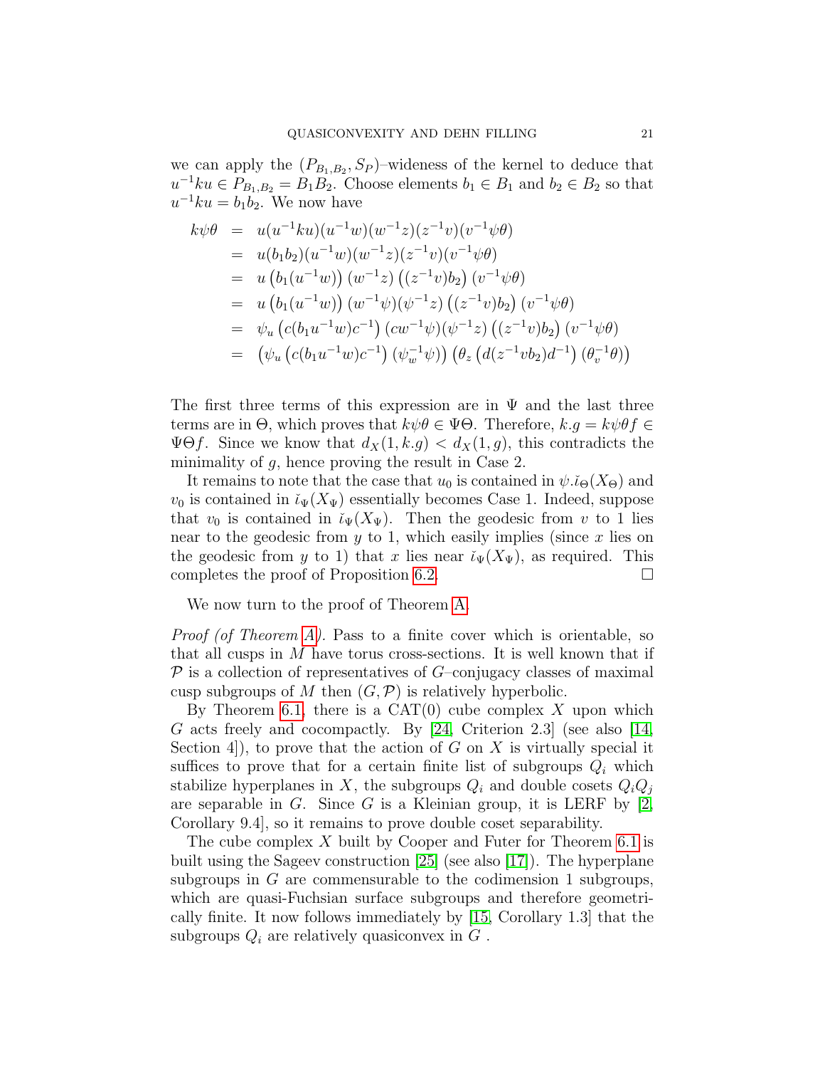we can apply the $(P_{B_1,B_2}, S_P)$–wideness of the kernel to deduce that $u^{-1}ku \in P_{B_1,B_2} = B_1B_2$. Choose elements $b_1 \in B_1$ and $b_2 \in B_2$ so that $u^{-1}ku = b_1b_2$. We now have

$$
\begin{aligned}
k\psi\theta &= u(u^{-1}ku)(u^{-1}w)(w^{-1}z)(z^{-1}v)(v^{-1}\psi\theta) \\
&= u(b_1b_2)(u^{-1}w)(w^{-1}z)(z^{-1}v)(v^{-1}\psi\theta) \\
&= u\left(b_1(u^{-1}w)\right)(w^{-1}z)\left((z^{-1}v)b_2\right)(v^{-1}\psi\theta) \\
&= u\left(b_1(u^{-1}w)\right)(w^{-1}\psi)(\psi^{-1}z)\left((z^{-1}v)b_2\right)(v^{-1}\psi\theta) \\
&= \psi_u\left(c(b_1u^{-1}w)c^{-1}\right)(cw^{-1}\psi)(\psi^{-1}z)\left((z^{-1}v)b_2\right)(v^{-1}\psi\theta) \\
&= \left(\psi_u\left(c(b_1u^{-1}w)c^{-1}\right)(\psi_w^{-1}\psi)\right)\left(\theta_z\left(d(z^{-1}vb_2)d^{-1}\right)(\theta_v^{-1}\theta)\right)
\end{aligned}
$$

The first three terms of this expression are in $\Psi$ and the last three terms are in $\Theta$, which proves that $k\psi\theta \in \Psi\Theta$. Therefore, $k.g = k\psi\theta f \in \Psi\Theta f$. Since we know that $d_X(1, k.g) < d_X(1, g)$, this contradicts the minimality of $g$, hence proving the result in Case 2.

It remains to note that the case that $u_0$ is contained in $\psi.\check{\imath}_\Theta(X_\Theta)$ and $v_0$ is contained in $\check{\imath}_\Psi(X_\Psi)$ essentially becomes Case 1. Indeed, suppose that $v_0$ is contained in $\check{\imath}_\Psi(X_\Psi)$. Then the geodesic from $v$ to $1$ lies near to the geodesic from $y$ to $1$, which easily implies (since $x$ lies on the geodesic from $y$ to $1$) that $x$ lies near $\check{\imath}_\Psi(X_\Psi)$, as required. This completes the proof of Proposition 6.2. □

We now turn to the proof of Theorem A.

*Proof (of Theorem A).* Pass to a finite cover which is orientable, so that all cusps in $M$ have torus cross-sections. It is well known that if $\mathcal{P}$ is a collection of representatives of $G$–conjugacy classes of maximal cusp subgroups of $M$ then $(G, \mathcal{P})$ is relatively hyperbolic.

By Theorem 6.1, there is a CAT(0) cube complex $X$ upon which $G$ acts freely and cocompactly. By [24, Criterion 2.3] (see also [14, Section 4]), to prove that the action of $G$ on $X$ is virtually special it suffices to prove that for a certain finite list of subgroups $Q_i$ which stabilize hyperplanes in $X$, the subgroups $Q_i$ and double cosets $Q_iQ_j$ are separable in $G$. Since $G$ is a Kleinian group, it is LERF by [2, Corollary 9.4], so it remains to prove double coset separability.

The cube complex $X$ built by Cooper and Futer for Theorem 6.1 is built using the Sageev construction [25] (see also [17]). The hyperplane subgroups in $G$ are commensurable to the codimension 1 subgroups, which are quasi-Fuchsian surface subgroups and therefore geometrically finite. It now follows immediately by [15, Corollary 1.3] that the subgroups $Q_i$ are relatively quasiconvex in $G$ .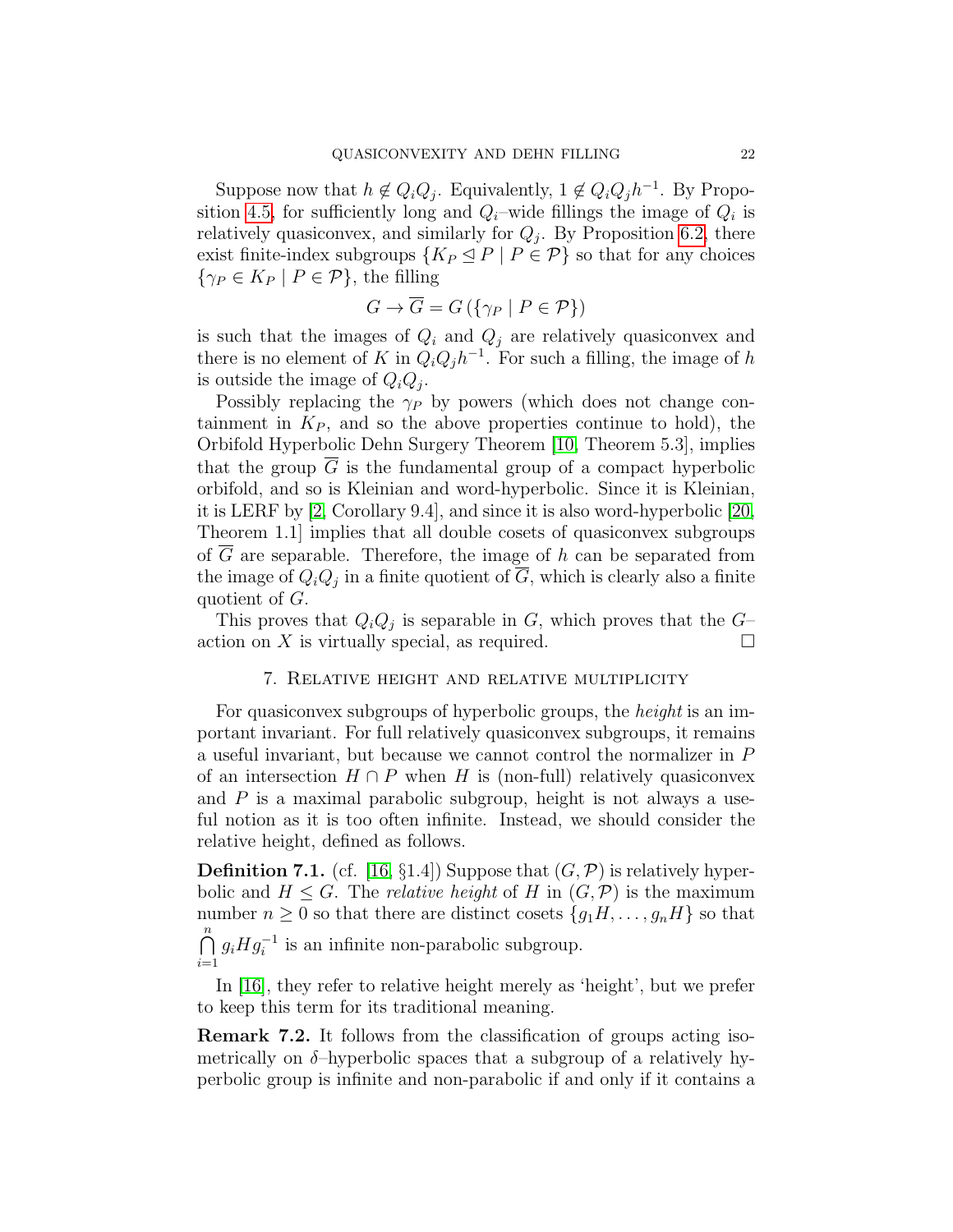Suppose now that $h \notin Q_iQ_j$. Equivalently, $1 \notin Q_iQ_jh^{-1}$. By Proposition 4.5, for sufficiently long and $Q_i$–wide fillings the image of $Q_i$ is relatively quasiconvex, and similarly for $Q_j$. By Proposition 6.2, there exist finite-index subgroups $\{K_P \trianglelefteq P \mid P \in \mathcal{P}\}$ so that for any choices $\{\gamma_P \in K_P \mid P \in \mathcal{P}\}$, the filling

$$G \to \overline{G} = G\left(\{\gamma_P \mid P \in \mathcal{P}\}\right)$$

is such that the images of $Q_i$ and $Q_j$ are relatively quasiconvex and there is no element of $K$ in $Q_iQ_jh^{-1}$. For such a filling, the image of $h$ is outside the image of $Q_iQ_j$.

Possibly replacing the $\gamma_P$ by powers (which does not change containment in $K_P$, and so the above properties continue to hold), the Orbifold Hyperbolic Dehn Surgery Theorem [10, Theorem 5.3], implies that the group $\overline{G}$ is the fundamental group of a compact hyperbolic orbifold, and so is Kleinian and word-hyperbolic. Since it is Kleinian, it is LERF by [2, Corollary 9.4], and since it is also word-hyperbolic [20, Theorem 1.1] implies that all double cosets of quasiconvex subgroups of $\overline{G}$ are separable. Therefore, the image of $h$ can be separated from the image of $Q_iQ_j$ in a finite quotient of $\overline{G}$, which is clearly also a finite quotient of $G$.

This proves that $Q_iQ_j$ is separable in $G$, which proves that the $G$–action on $X$ is virtually special, as required. □

## 7. Relative height and relative multiplicity

For quasiconvex subgroups of hyperbolic groups, the *height* is an important invariant. For full relatively quasiconvex subgroups, it remains a useful invariant, but because we cannot control the normalizer in $P$ of an intersection $H \cap P$ when $H$ is (non-full) relatively quasiconvex and $P$ is a maximal parabolic subgroup, height is not always a useful notion as it is too often infinite. Instead, we should consider the relative height, defined as follows.

**Definition 7.1.** (cf. [16, §1.4]) Suppose that $(G, \mathcal{P})$ is relatively hyperbolic and $H \le G$. The *relative height* of $H$ in $(G, \mathcal{P})$ is the maximum number $n \ge 0$ so that there are distinct cosets $\{g_1H, \ldots, g_nH\}$ so that $\bigcap_{i=1}^{n} g_iHg_i^{-1}$ is an infinite non-parabolic subgroup.

In [16], they refer to relative height merely as 'height', but we prefer to keep this term for its traditional meaning.

**Remark 7.2.** It follows from the classification of groups acting isometrically on $\delta$–hyperbolic spaces that a subgroup of a relatively hyperbolic group is infinite and non-parabolic if and only if it contains a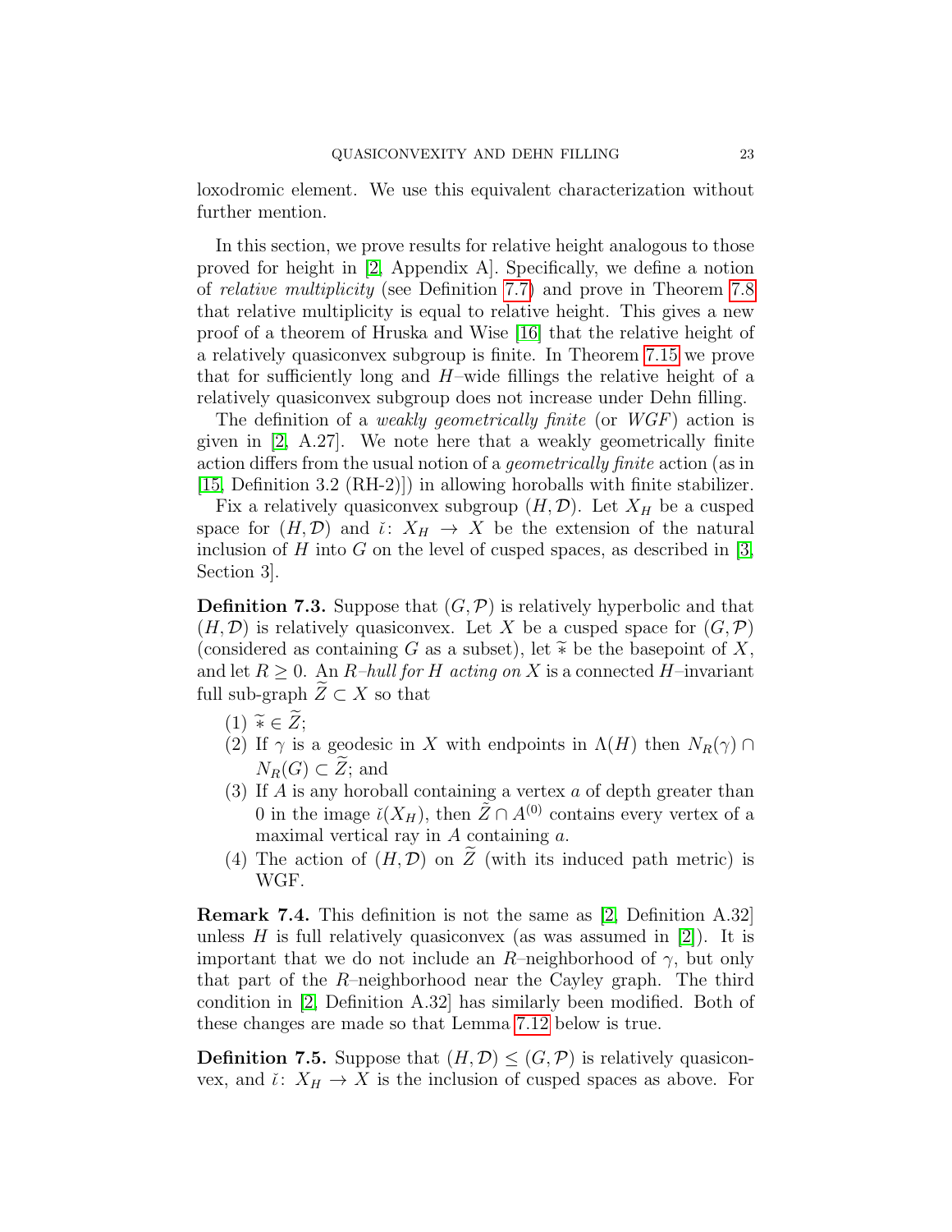loxodromic element. We use this equivalent characterization without further mention.

In this section, we prove results for relative height analogous to those proved for height in [2, Appendix A]. Specifically, we define a notion of *relative multiplicity* (see Definition 7.7) and prove in Theorem 7.8 that relative multiplicity is equal to relative height. This gives a new proof of a theorem of Hruska and Wise [16] that the relative height of a relatively quasiconvex subgroup is finite. In Theorem 7.15 we prove that for sufficiently long and $H$–wide fillings the relative height of a relatively quasiconvex subgroup does not increase under Dehn filling.

The definition of a *weakly geometrically finite* (or *WGF*) action is given in [2, A.27]. We note here that a weakly geometrically finite action differs from the usual notion of a *geometrically finite* action (as in [15, Definition 3.2 (RH-2)]) in allowing horoballs with finite stabilizer.

Fix a relatively quasiconvex subgroup $(H, \mathcal{D})$. Let $X_H$ be a cusped space for $(H, \mathcal{D})$ and $\breve{\iota}\colon X_H \to X$ be the extension of the natural inclusion of $H$ into $G$ on the level of cusped spaces, as described in [3, Section 3].

**Definition 7.3.** Suppose that $(G, \mathcal{P})$ is relatively hyperbolic and that $(H, \mathcal{D})$ is relatively quasiconvex. Let $X$ be a cusped space for $(G, \mathcal{P})$ (considered as containing $G$ as a subset), let $\widetilde{*}$ be the basepoint of $X$, and let $R \geq 0$. An *$R$–hull for $H$ acting on $X$* is a connected $H$–invariant full sub-graph $\widetilde{Z} \subset X$ so that

1. $\widetilde{*} \in \widetilde{Z}$;
2. If $\gamma$ is a geodesic in $X$ with endpoints in $\Lambda(H)$ then $N_R(\gamma) \cap N_R(G) \subset \widetilde{Z}$; and
3. If $A$ is any horoball containing a vertex $a$ of depth greater than 0 in the image $\breve{\iota}(X_H)$, then $\tilde{Z} \cap A^{(0)}$ contains every vertex of a maximal vertical ray in $A$ containing $a$.
4. The action of $(H, \mathcal{D})$ on $\widetilde{Z}$ (with its induced path metric) is WGF.

**Remark 7.4.** This definition is not the same as [2, Definition A.32] unless $H$ is full relatively quasiconvex (as was assumed in [2]). It is important that we do not include an $R$–neighborhood of $\gamma$, but only that part of the $R$–neighborhood near the Cayley graph. The third condition in [2, Definition A.32] has similarly been modified. Both of these changes are made so that Lemma 7.12 below is true.

**Definition 7.5.** Suppose that $(H, \mathcal{D}) \leq (G, \mathcal{P})$ is relatively quasiconvex, and $\breve{\iota}\colon X_H \to X$ is the inclusion of cusped spaces as above. For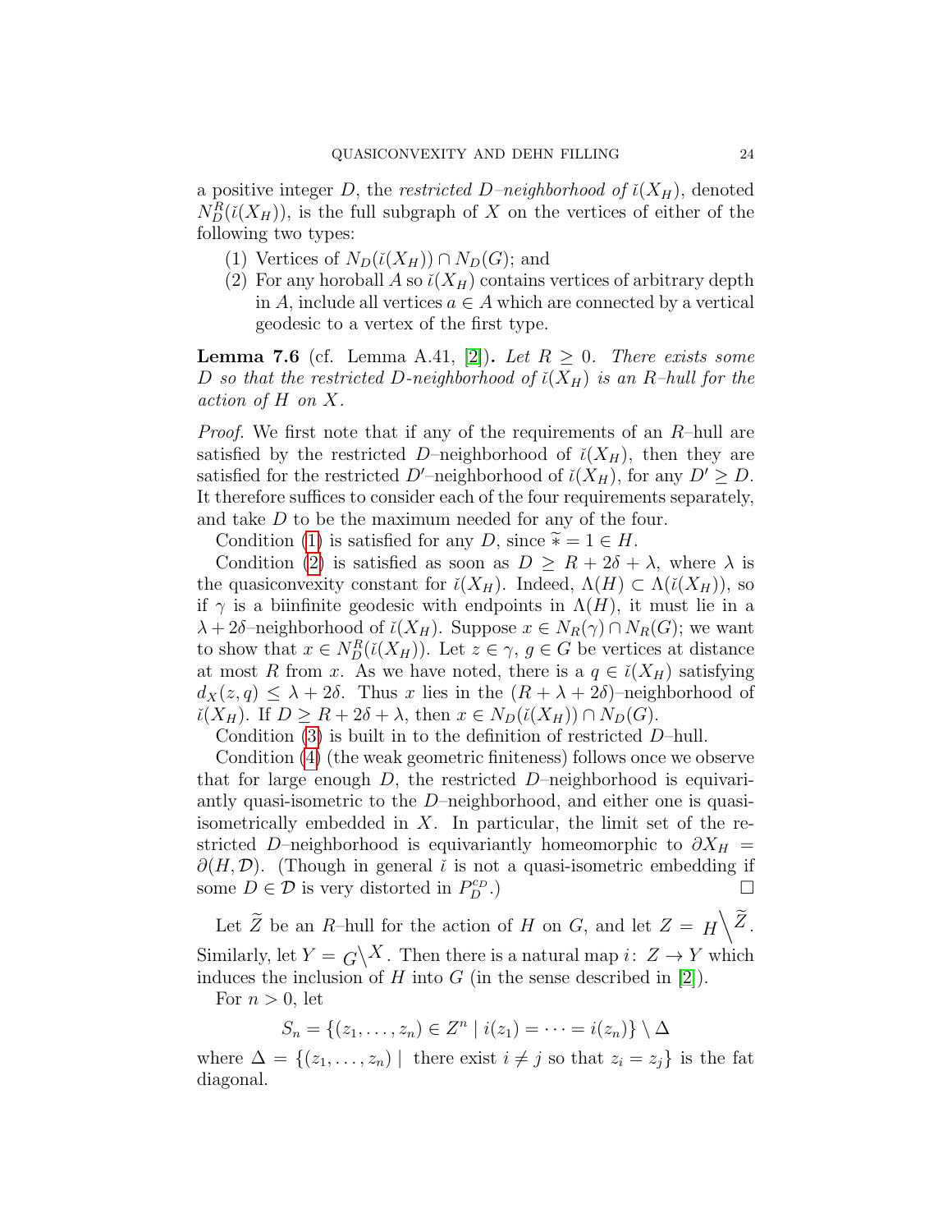a positive integer $D$, the *restricted $D$–neighborhood of $\breve{\imath}(X_H)$*, denoted $N^R_D(\breve{\imath}(X_H))$, is the full subgraph of $X$ on the vertices of either of the following two types:

(1) Vertices of $N_D(\breve{\imath}(X_H)) \cap N_D(G)$; and
(2) For any horoball $A$ so $\breve{\imath}(X_H)$ contains vertices of arbitrary depth in $A$, include all vertices $a \in A$ which are connected by a vertical geodesic to a vertex of the first type.

**Lemma 7.6** (cf. Lemma A.41, [2]). *Let $R \geq 0$. There exists some $D$ so that the restricted $D$-neighborhood of $\breve{\imath}(X_H)$ is an $R$–hull for the action of $H$ on $X$.*

*Proof.* We first note that if any of the requirements of an $R$–hull are satisfied by the restricted $D$–neighborhood of $\breve{\imath}(X_H)$, then they are satisfied for the restricted $D'$–neighborhood of $\breve{\imath}(X_H)$, for any $D' \geq D$. It therefore suffices to consider each of the four requirements separately, and take $D$ to be the maximum needed for any of the four.

Condition (1) is satisfied for any $D$, since $\widetilde{*} = 1 \in H$.

Condition (2) is satisfied as soon as $D \geq R + 2\delta + \lambda$, where $\lambda$ is the quasiconvexity constant for $\breve{\imath}(X_H)$. Indeed, $\Lambda(H) \subset \Lambda(\breve{\imath}(X_H))$, so if $\gamma$ is a biinfinite geodesic with endpoints in $\Lambda(H)$, it must lie in a $\lambda + 2\delta$–neighborhood of $\breve{\imath}(X_H)$. Suppose $x \in N_R(\gamma) \cap N_R(G)$; we want to show that $x \in N^R_D(\breve{\imath}(X_H))$. Let $z \in \gamma$, $g \in G$ be vertices at distance at most $R$ from $x$. As we have noted, there is a $q \in \breve{\imath}(X_H)$ satisfying $d_X(z, q) \leq \lambda + 2\delta$. Thus $x$ lies in the $(R + \lambda + 2\delta)$–neighborhood of $\breve{\imath}(X_H)$. If $D \geq R + 2\delta + \lambda$, then $x \in N_D(\breve{\imath}(X_H)) \cap N_D(G)$.

Condition (3) is built in to the definition of restricted $D$–hull.

Condition (4) (the weak geometric finiteness) follows once we observe that for large enough $D$, the restricted $D$–neighborhood is equivariantly quasi-isometric to the $D$–neighborhood, and either one is quasi-isometrically embedded in $X$. In particular, the limit set of the restricted $D$–neighborhood is equivariantly homeomorphic to $\partial X_H = \partial(H, \mathcal{D})$. (Though in general $\breve{\imath}$ is not a quasi-isometric embedding if some $D \in \mathcal{D}$ is very distorted in $P^{c_D}_D$.) □

Let $\widetilde{Z}$ be an $R$–hull for the action of $H$ on $G$, and let $Z = {}_H\backslash^{\widetilde{Z}}$. Similarly, let $Y = {}_G\backslash^X$. Then there is a natural map $i\colon Z \to Y$ which induces the inclusion of $H$ into $G$ (in the sense described in [2]).

For $n > 0$, let

$$S_n = \{(z_1, \ldots, z_n) \in Z^n \mid i(z_1) = \cdots = i(z_n)\} \setminus \Delta$$

where $\Delta = \{(z_1, \ldots, z_n) \mid \text{ there exist } i \neq j \text{ so that } z_i = z_j\}$ is the fat diagonal.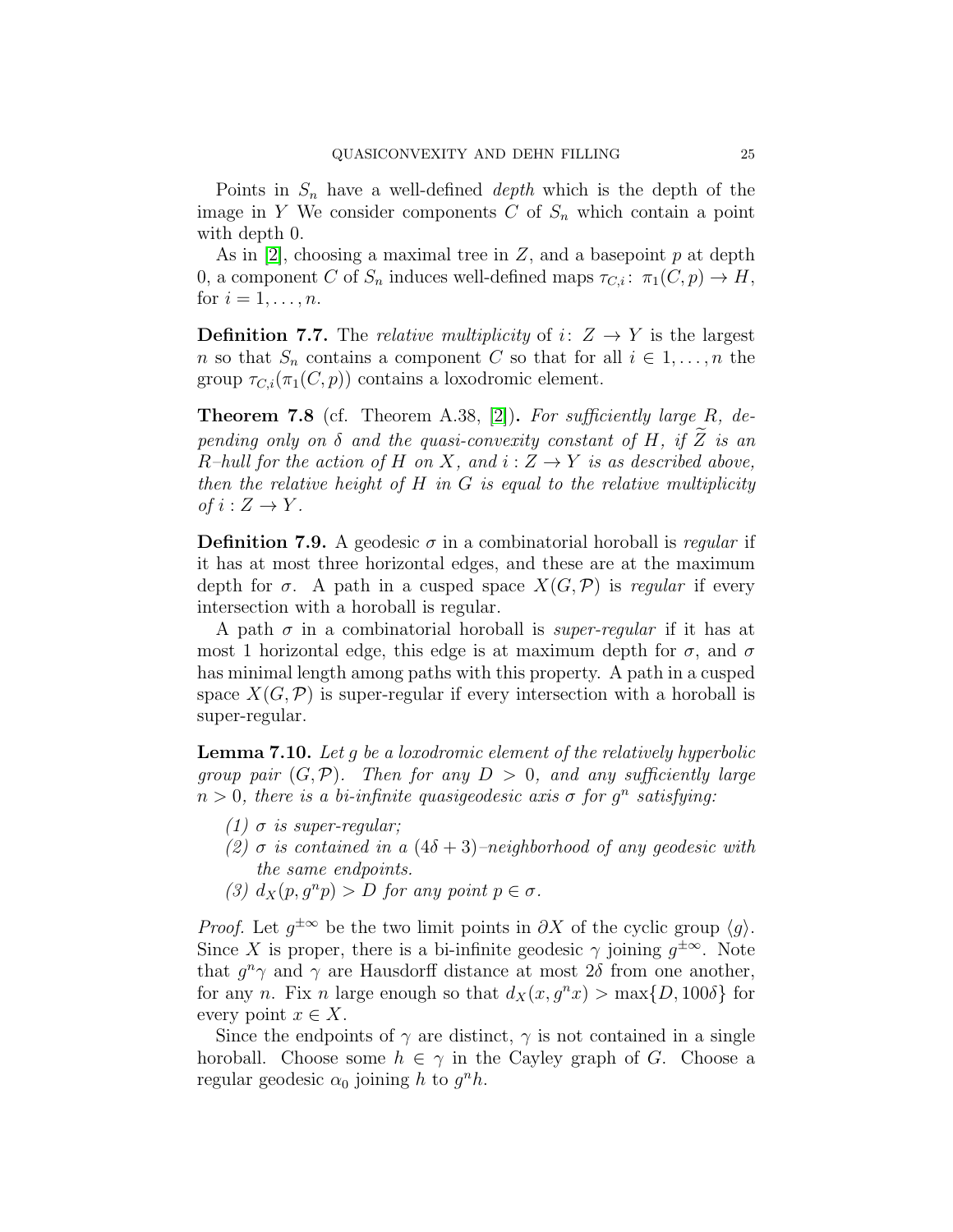Points in $S_n$ have a well-defined *depth* which is the depth of the image in $Y$ We consider components $C$ of $S_n$ which contain a point with depth 0.

As in [2], choosing a maximal tree in $Z$, and a basepoint $p$ at depth 0, a component $C$ of $S_n$ induces well-defined maps $\tau_{C,i}\colon \pi_1(C,p) \to H$, for $i = 1, \ldots, n$.

**Definition 7.7.** The *relative multiplicity* of $i\colon Z \to Y$ is the largest $n$ so that $S_n$ contains a component $C$ so that for all $i \in 1, \ldots, n$ the group $\tau_{C,i}(\pi_1(C,p))$ contains a loxodromic element.

**Theorem 7.8** (cf. Theorem A.38, [2])**.** *For sufficiently large $R$, depending only on $\delta$ and the quasi-convexity constant of $H$, if $\widetilde{Z}$ is an $R$–hull for the action of $H$ on $X$, and $i : Z \to Y$ is as described above, then the relative height of $H$ in $G$ is equal to the relative multiplicity of $i : Z \to Y$.*

**Definition 7.9.** A geodesic $\sigma$ in a combinatorial horoball is *regular* if it has at most three horizontal edges, and these are at the maximum depth for $\sigma$. A path in a cusped space $X(G,\mathcal{P})$ is *regular* if every intersection with a horoball is regular.

A path $\sigma$ in a combinatorial horoball is *super-regular* if it has at most 1 horizontal edge, this edge is at maximum depth for $\sigma$, and $\sigma$ has minimal length among paths with this property. A path in a cusped space $X(G,\mathcal{P})$ is super-regular if every intersection with a horoball is super-regular.

**Lemma 7.10.** *Let $g$ be a loxodromic element of the relatively hyperbolic group pair $(G,\mathcal{P})$. Then for any $D > 0$, and any sufficiently large $n > 0$, there is a bi-infinite quasigeodesic axis $\sigma$ for $g^n$ satisfying:*

1. *$\sigma$ is super-regular;*
2. *$\sigma$ is contained in a $(4\delta+3)$–neighborhood of any geodesic with the same endpoints.*
3. *$d_X(p, g^n p) > D$ for any point $p \in \sigma$.*

*Proof.* Let $g^{\pm\infty}$ be the two limit points in $\partial X$ of the cyclic group $\langle g\rangle$. Since $X$ is proper, there is a bi-infinite geodesic $\gamma$ joining $g^{\pm\infty}$. Note that $g^n\gamma$ and $\gamma$ are Hausdorff distance at most $2\delta$ from one another, for any $n$. Fix $n$ large enough so that $d_X(x, g^n x) > \max\{D, 100\delta\}$ for every point $x \in X$.

Since the endpoints of $\gamma$ are distinct, $\gamma$ is not contained in a single horoball. Choose some $h \in \gamma$ in the Cayley graph of $G$. Choose a regular geodesic $\alpha_0$ joining $h$ to $g^n h$.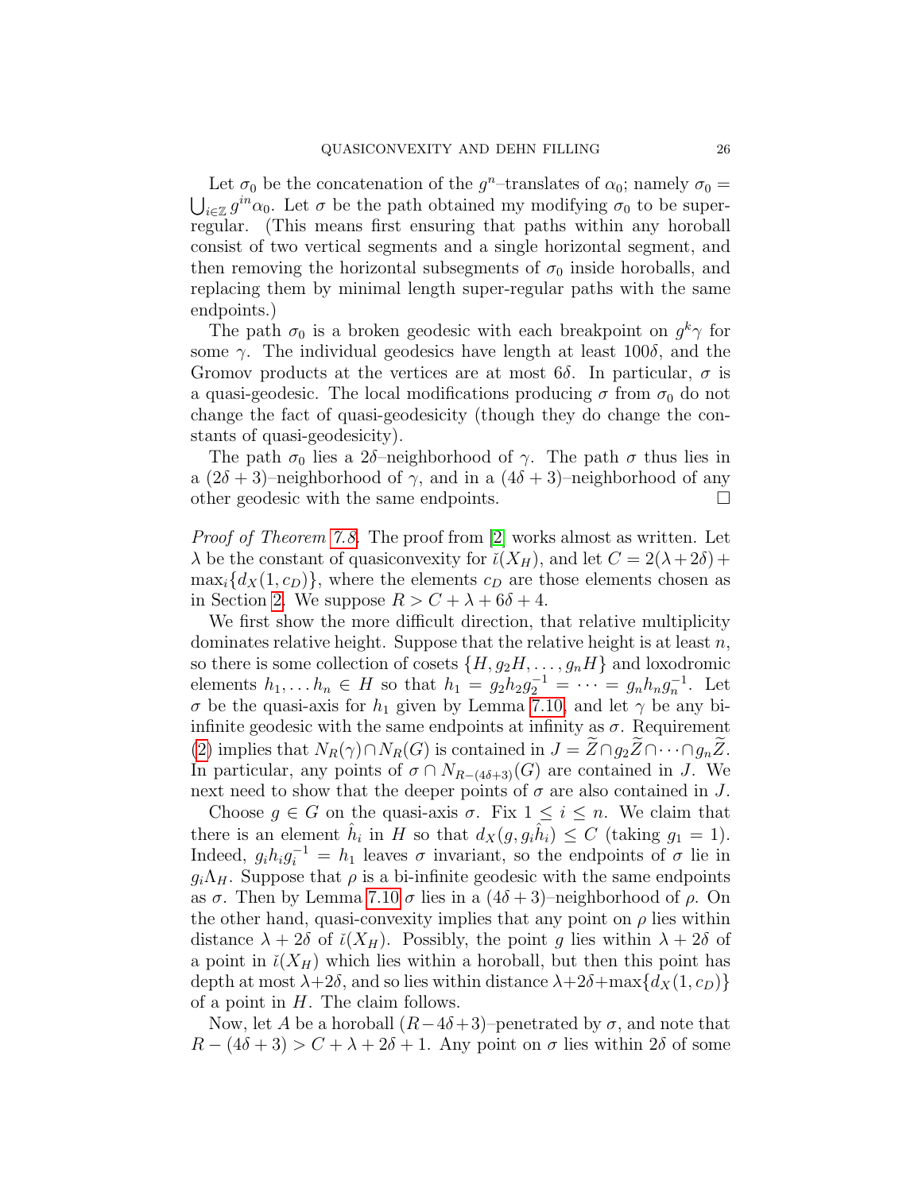Let $\sigma_0$ be the concatenation of the $g^n$–translates of $\alpha_0$; namely $\sigma_0 = \bigcup_{i\in\mathbb{Z}} g^{in}\alpha_0$. Let $\sigma$ be the path obtained my modifying $\sigma_0$ to be super-regular. (This means first ensuring that paths within any horoball consist of two vertical segments and a single horizontal segment, and then removing the horizontal subsegments of $\sigma_0$ inside horoballs, and replacing them by minimal length super-regular paths with the same endpoints.)

The path $\sigma_0$ is a broken geodesic with each breakpoint on $g^k\gamma$ for some $\gamma$. The individual geodesics have length at least $100\delta$, and the Gromov products at the vertices are at most $6\delta$. In particular, $\sigma$ is a quasi-geodesic. The local modifications producing $\sigma$ from $\sigma_0$ do not change the fact of quasi-geodesicity (though they do change the constants of quasi-geodesicity).

The path $\sigma_0$ lies a $2\delta$–neighborhood of $\gamma$. The path $\sigma$ thus lies in a $(2\delta+3)$–neighborhood of $\gamma$, and in a $(4\delta+3)$–neighborhood of any other geodesic with the same endpoints. □

*Proof of Theorem 7.8.* The proof from [2] works almost as written. Let $\lambda$ be the constant of quasiconvexity for $\breve{\iota}(X_H)$, and let $C = 2(\lambda+2\delta) + \max_i\{d_X(1, c_D)\}$, where the elements $c_D$ are those elements chosen as in Section 2. We suppose $R > C + \lambda + 6\delta + 4$.

We first show the more difficult direction, that relative multiplicity dominates relative height. Suppose that the relative height is at least $n$, so there is some collection of cosets $\{H, g_2H, \ldots, g_nH\}$ and loxodromic elements $h_1, \ldots h_n \in H$ so that $h_1 = g_2h_2g_2^{-1} = \cdots = g_nh_ng_n^{-1}$. Let $\sigma$ be the quasi-axis for $h_1$ given by Lemma 7.10, and let $\gamma$ be any bi-infinite geodesic with the same endpoints at infinity as $\sigma$. Requirement (2) implies that $N_R(\gamma)\cap N_R(G)$ is contained in $J = \widetilde{Z}\cap g_2\widetilde{Z}\cap\cdots\cap g_n\widetilde{Z}$. In particular, any points of $\sigma\cap N_{R-(4\delta+3)}(G)$ are contained in $J$. We next need to show that the deeper points of $\sigma$ are also contained in $J$.

Choose $g\in G$ on the quasi-axis $\sigma$. Fix $1\le i\le n$. We claim that there is an element $\hat{h}_i$ in $H$ so that $d_X(g, g_i\hat{h}_i)\le C$ (taking $g_1 = 1$). Indeed, $g_ih_ig_i^{-1} = h_1$ leaves $\sigma$ invariant, so the endpoints of $\sigma$ lie in $g_i\Lambda_H$. Suppose that $\rho$ is a bi-infinite geodesic with the same endpoints as $\sigma$. Then by Lemma 7.10 $\sigma$ lies in a $(4\delta+3)$–neighborhood of $\rho$. On the other hand, quasi-convexity implies that any point on $\rho$ lies within distance $\lambda+2\delta$ of $\breve{\iota}(X_H)$. Possibly, the point $g$ lies within $\lambda+2\delta$ of a point in $\breve{\iota}(X_H)$ which lies within a horoball, but then this point has depth at most $\lambda+2\delta$, and so lies within distance $\lambda+2\delta+\max\{d_X(1,c_D)\}$ of a point in $H$. The claim follows.

Now, let $A$ be a horoball $(R-4\delta+3)$–penetrated by $\sigma$, and note that $R-(4\delta+3) > C+\lambda+2\delta+1$. Any point on $\sigma$ lies within $2\delta$ of some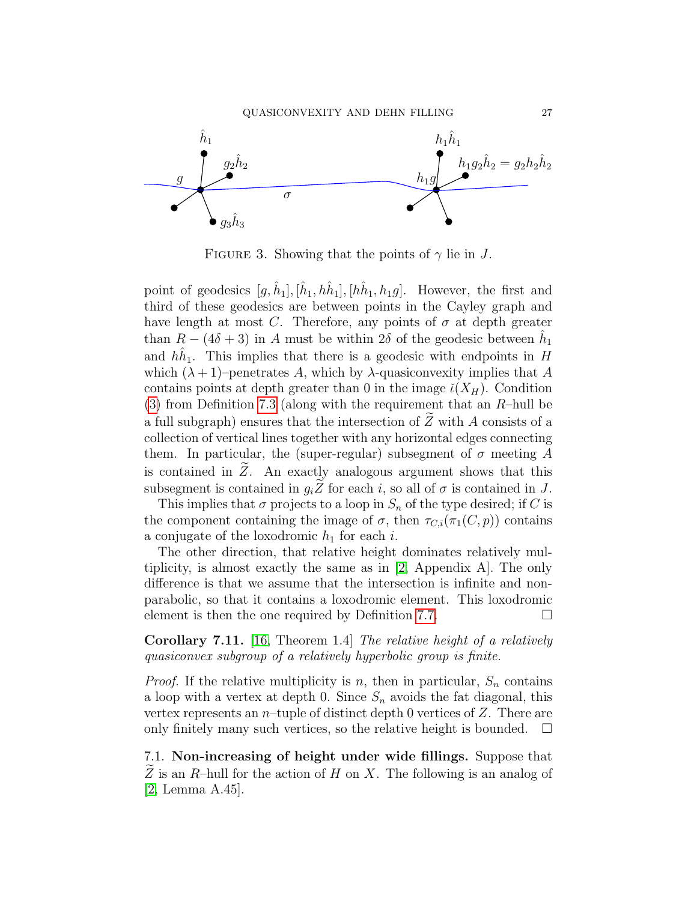FIGURE 3. Showing that the points of $\gamma$ lie in $J$.

point of geodesics $[g, \hat{h}_1], [\hat{h}_1, h\hat{h}_1], [h\hat{h}_1, h_1 g]$. However, the first and third of these geodesics are between points in the Cayley graph and have length at most $C$. Therefore, any points of $\sigma$ at depth greater than $R - (4\delta + 3)$ in $A$ must be within $2\delta$ of the geodesic between $\hat{h}_1$ and $h\hat{h}_1$. This implies that there is a geodesic with endpoints in $H$ which $(\lambda + 1)$–penetrates $A$, which by $\lambda$-quasiconvexity implies that $A$ contains points at depth greater than 0 in the image $\check{\imath}(X_H)$. Condition (3) from Definition 7.3 (along with the requirement that an $R$–hull be a full subgraph) ensures that the intersection of $\widetilde{Z}$ with $A$ consists of a collection of vertical lines together with any horizontal edges connecting them. In particular, the (super-regular) subsegment of $\sigma$ meeting $A$ is contained in $\widetilde{Z}$. An exactly analogous argument shows that this subsegment is contained in $g_i\widetilde{Z}$ for each $i$, so all of $\sigma$ is contained in $J$.

This implies that $\sigma$ projects to a loop in $S_n$ of the type desired; if $C$ is the component containing the image of $\sigma$, then $\tau_{C,i}(\pi_1(C, p))$ contains a conjugate of the loxodromic $h_1$ for each $i$.

The other direction, that relative height dominates relatively multiplicity, is almost exactly the same as in [2, Appendix A]. The only difference is that we assume that the intersection is infinite and non-parabolic, so that it contains a loxodromic element. This loxodromic element is then the one required by Definition 7.7. $\square$

**Corollary 7.11.** [16, Theorem 1.4] *The relative height of a relatively quasiconvex subgroup of a relatively hyperbolic group is finite.*

*Proof.* If the relative multiplicity is $n$, then in particular, $S_n$ contains a loop with a vertex at depth 0. Since $S_n$ avoids the fat diagonal, this vertex represents an $n$–tuple of distinct depth 0 vertices of $Z$. There are only finitely many such vertices, so the relative height is bounded. $\square$

### 7.1. Non-increasing of height under wide fillings.

Suppose that $\widetilde{Z}$ is an $R$–hull for the action of $H$ on $X$. The following is an analog of [2, Lemma A.45].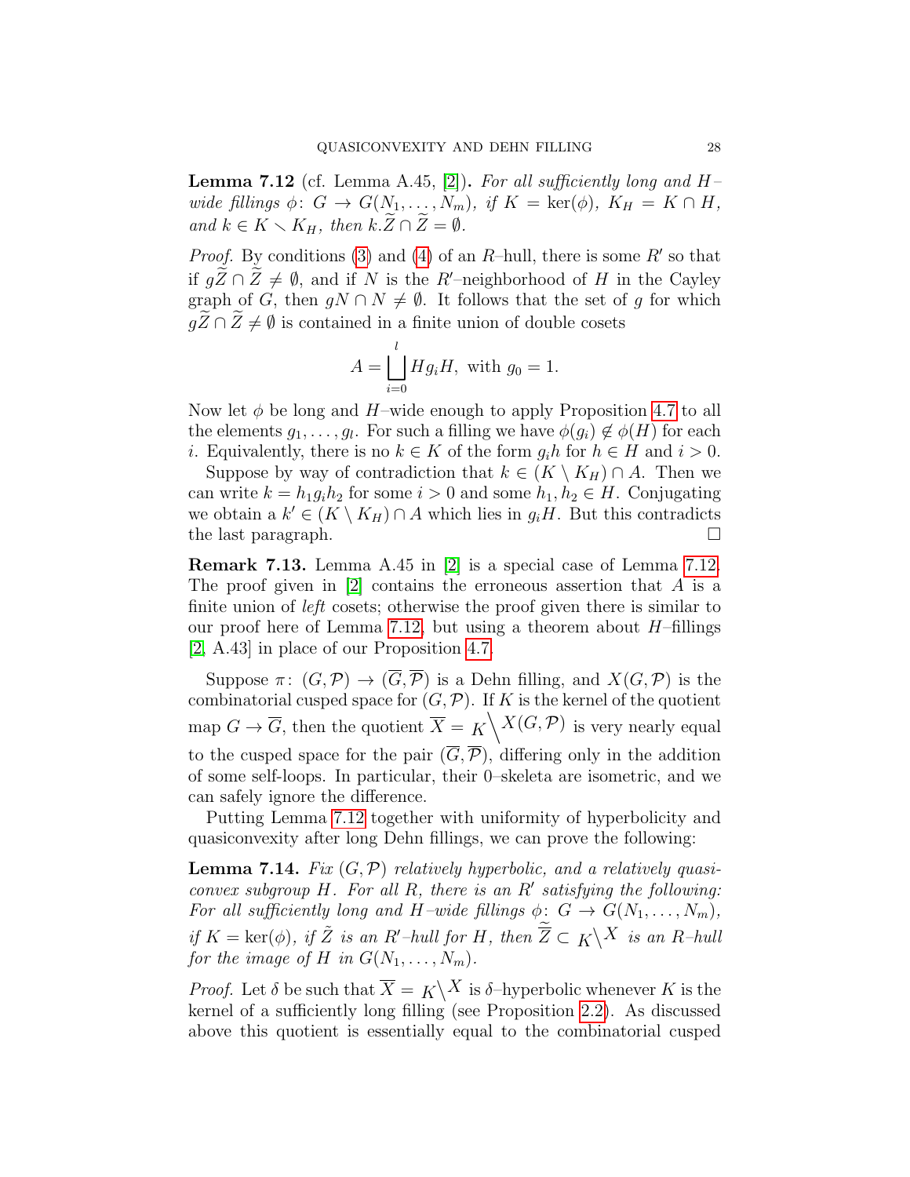**Lemma 7.12** (cf. Lemma A.45, [2])**.** *For all sufficiently long and $H$–wide fillings $\phi\colon G \to G(N_1, \ldots, N_m)$, if $K = \ker(\phi)$, $K_H = K \cap H$, and $k \in K \smallsetminus K_H$, then $k.\widetilde{Z} \cap \widetilde{Z} = \emptyset$.*

*Proof.* By conditions (3) and (4) of an $R$–hull, there is some $R'$ so that if $g\widetilde{Z} \cap \widetilde{Z} \neq \emptyset$, and if $N$ is the $R'$–neighborhood of $H$ in the Cayley graph of $G$, then $gN \cap N \neq \emptyset$. It follows that the set of $g$ for which $g\widetilde{Z} \cap \widetilde{Z} \neq \emptyset$ is contained in a finite union of double cosets

$$A = \bigsqcup_{i=0}^{l} Hg_iH, \text{ with } g_0 = 1.$$

Now let $\phi$ be long and $H$–wide enough to apply Proposition 4.7 to all the elements $g_1, \ldots, g_l$. For such a filling we have $\phi(g_i) \notin \phi(H)$ for each $i$. Equivalently, there is no $k \in K$ of the form $g_ih$ for $h \in H$ and $i > 0$.

Suppose by way of contradiction that $k \in (K \setminus K_H) \cap A$. Then we can write $k = h_1 g_i h_2$ for some $i > 0$ and some $h_1, h_2 \in H$. Conjugating we obtain a $k' \in (K \setminus K_H) \cap A$ which lies in $g_iH$. But this contradicts the last paragraph. $\square$

**Remark 7.13.** Lemma A.45 in [2] is a special case of Lemma 7.12. The proof given in [2] contains the erroneous assertion that $A$ is a finite union of *left* cosets; otherwise the proof given there is similar to our proof here of Lemma 7.12, but using a theorem about $H$–fillings [2, A.43] in place of our Proposition 4.7.

Suppose $\pi\colon (G, \mathcal{P}) \to (\overline{G}, \overline{\mathcal{P}})$ is a Dehn filling, and $X(G, \mathcal{P})$ is the combinatorial cusped space for $(G, \mathcal{P})$. If $K$ is the kernel of the quotient map $G \to \overline{G}$, then the quotient $\overline{X} = {}_K\backslash X(G, \mathcal{P})$ is very nearly equal to the cusped space for the pair $(\overline{G}, \overline{\mathcal{P}})$, differing only in the addition of some self-loops. In particular, their 0–skeleta are isometric, and we can safely ignore the difference.

Putting Lemma 7.12 together with uniformity of hyperbolicity and quasiconvexity after long Dehn fillings, we can prove the following:

**Lemma 7.14.** *Fix $(G, \mathcal{P})$ relatively hyperbolic, and a relatively quasiconvex subgroup $H$. For all $R$, there is an $R'$ satisfying the following: For all sufficiently long and $H$–wide fillings $\phi\colon G \to G(N_1, \ldots, N_m)$, if $K = \ker(\phi)$, if $\tilde{Z}$ is an $R'$–hull for $H$, then $\overline{\tilde{Z}} \subset {}_K\backslash X$ is an $R$–hull for the image of $H$ in $G(N_1, \ldots, N_m)$.*

*Proof.* Let $\delta$ be such that $\overline{X} = {}_K\backslash X$ is $\delta$–hyperbolic whenever $K$ is the kernel of a sufficiently long filling (see Proposition 2.2). As discussed above this quotient is essentially equal to the combinatorial cusped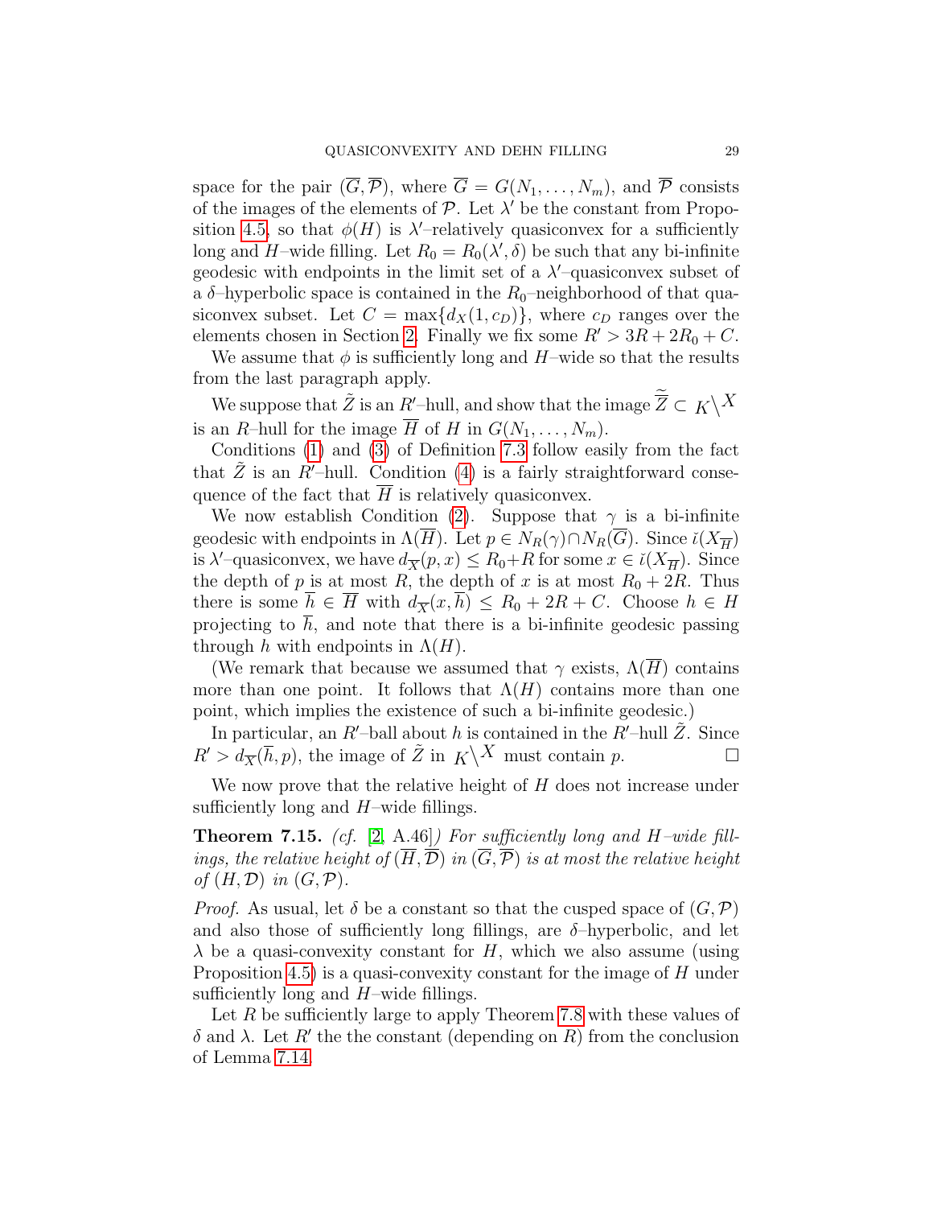space for the pair $(\overline{G}, \overline{\mathcal{P}})$, where $\overline{G} = G(N_1, \ldots, N_m)$, and $\overline{\mathcal{P}}$ consists of the images of the elements of $\mathcal{P}$. Let $\lambda'$ be the constant from Proposition 4.5, so that $\phi(H)$ is $\lambda'$–relatively quasiconvex for a sufficiently long and $H$–wide filling. Let $R_0 = R_0(\lambda', \delta)$ be such that any bi-infinite geodesic with endpoints in the limit set of a $\lambda'$–quasiconvex subset of a $\delta$–hyperbolic space is contained in the $R_0$–neighborhood of that quasiconvex subset. Let $C = \max\{d_X(1, c_D)\}$, where $c_D$ ranges over the elements chosen in Section 2. Finally we fix some $R' > 3R + 2R_0 + C$.

We assume that $\phi$ is sufficiently long and $H$–wide so that the results from the last paragraph apply.

We suppose that $\tilde{Z}$ is an $R'$–hull, and show that the image $\overline{\tilde{Z}} \subset {}_K\backslash^X$ is an $R$–hull for the image $\overline{H}$ of $H$ in $G(N_1, \ldots, N_m)$.

Conditions (1) and (3) of Definition 7.3 follow easily from the fact that $\tilde{Z}$ is an $R'$–hull. Condition (4) is a fairly straightforward consequence of the fact that $\overline{H}$ is relatively quasiconvex.

We now establish Condition (2). Suppose that $\gamma$ is a bi-infinite geodesic with endpoints in $\Lambda(\overline{H})$. Let $p \in N_R(\gamma) \cap N_R(\overline{G})$. Since $\breve{\iota}(X_{\overline{H}})$ is $\lambda'$–quasiconvex, we have $d_{\overline{X}}(p, x) \le R_0 + R$ for some $x \in \breve{\iota}(X_{\overline{H}})$. Since the depth of $p$ is at most $R$, the depth of $x$ is at most $R_0 + 2R$. Thus there is some $\overline{h} \in \overline{H}$ with $d_{\overline{X}}(x, \overline{h}) \le R_0 + 2R + C$. Choose $h \in H$ projecting to $\overline{h}$, and note that there is a bi-infinite geodesic passing through $h$ with endpoints in $\Lambda(H)$.

(We remark that because we assumed that $\gamma$ exists, $\Lambda(\overline{H})$ contains more than one point. It follows that $\Lambda(H)$ contains more than one point, which implies the existence of such a bi-infinite geodesic.)

In particular, an $R'$–ball about $h$ is contained in the $R'$–hull $\tilde{Z}$. Since $R' > d_{\overline{X}}(\overline{h}, p)$, the image of $\tilde{Z}$ in ${}_K\backslash^X$ must contain $p$. ☐

We now prove that the relative height of $H$ does not increase under sufficiently long and $H$–wide fillings.

**Theorem 7.15.** *(cf. [2, A.46]) For sufficiently long and $H$–wide fillings, the relative height of $(\overline{H}, \overline{\mathcal{D}})$ in $(\overline{G}, \overline{\mathcal{P}})$ is at most the relative height of $(H, \mathcal{D})$ in $(G, \mathcal{P})$.*

*Proof.* As usual, let $\delta$ be a constant so that the cusped space of $(G, \mathcal{P})$ and also those of sufficiently long fillings, are $\delta$–hyperbolic, and let $\lambda$ be a quasi-convexity constant for $H$, which we also assume (using Proposition 4.5) is a quasi-convexity constant for the image of $H$ under sufficiently long and $H$–wide fillings.

Let $R$ be sufficiently large to apply Theorem 7.8 with these values of $\delta$ and $\lambda$. Let $R'$ the the constant (depending on $R$) from the conclusion of Lemma 7.14.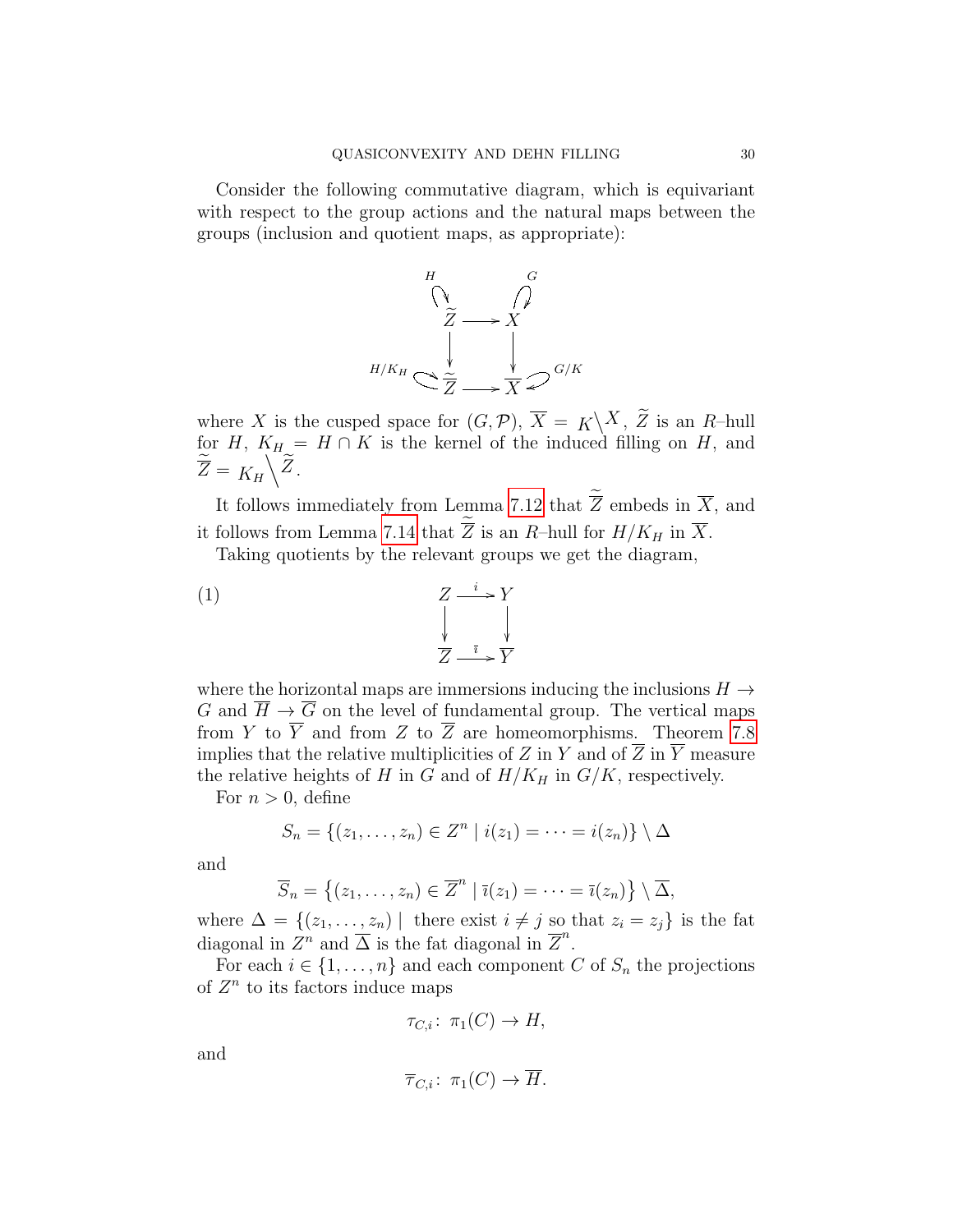Consider the following commutative diagram, which is equivariant with respect to the group actions and the natural maps between the groups (inclusion and quotient maps, as appropriate):

$$
\begin{array}{ccc}
H \circlearrowright \widetilde{Z} & \longrightarrow & X \circlearrowleft G \\
\downarrow & & \downarrow \\
H/K_H \circlearrowright \widetilde{\widetilde{Z}} & \longrightarrow & \overline{X} \circlearrowleft G/K
\end{array}
$$

where $X$ is the cusped space for $(G, \mathcal{P})$, $\overline{X} = {}_K\backslash X$, $\widetilde{Z}$ is an $R$–hull for $H$, $K_H = H \cap K$ is the kernel of the induced filling on $H$, and $\widetilde{\widetilde{Z}} = {}_{K_H}\backslash \widetilde{Z}$.

It follows immediately from Lemma 7.12 that $\widetilde{\widetilde{Z}}$ embeds in $\overline{X}$, and it follows from Lemma 7.14 that $\widetilde{\widetilde{Z}}$ is an $R$–hull for $H/K_H$ in $\overline{X}$.

Taking quotients by the relevant groups we get the diagram,

$$
\begin{array}{ccc}
Z & \xrightarrow{\ i\ } & Y \\
\downarrow & & \downarrow \\
\overline{Z} & \xrightarrow{\ \overline{\imath}\ } & \overline{Y}
\end{array}
\tag{1}
$$

where the horizontal maps are immersions inducing the inclusions $H \to G$ and $\overline{H} \to \overline{G}$ on the level of fundamental group. The vertical maps from $Y$ to $\overline{Y}$ and from $Z$ to $\overline{Z}$ are homeomorphisms. Theorem 7.8 implies that the relative multiplicities of $Z$ in $Y$ and of $\overline{Z}$ in $\overline{Y}$ measure the relative heights of $H$ in $G$ and of $H/K_H$ in $G/K$, respectively.

For $n > 0$, define

$$S_n = \{(z_1, \ldots, z_n) \in Z^n \mid i(z_1) = \cdots = i(z_n)\} \setminus \Delta$$

and

$$\overline{S}_n = \left\{(z_1, \ldots, z_n) \in \overline{Z}^n \mid \overline{\imath}(z_1) = \cdots = \overline{\imath}(z_n)\right\} \setminus \overline{\Delta},$$

where $\Delta = \{(z_1, \ldots, z_n) \mid \text{ there exist } i \neq j \text{ so that } z_i = z_j\}$ is the fat diagonal in $Z^n$ and $\overline{\Delta}$ is the fat diagonal in $\overline{Z}^n$.

For each $i \in \{1, \ldots, n\}$ and each component $C$ of $S_n$ the projections of $Z^n$ to its factors induce maps

$$\tau_{C,i} \colon \pi_1(C) \to H,$$

and

$$\overline{\tau}_{C,i} \colon \pi_1(C) \to \overline{H}.$$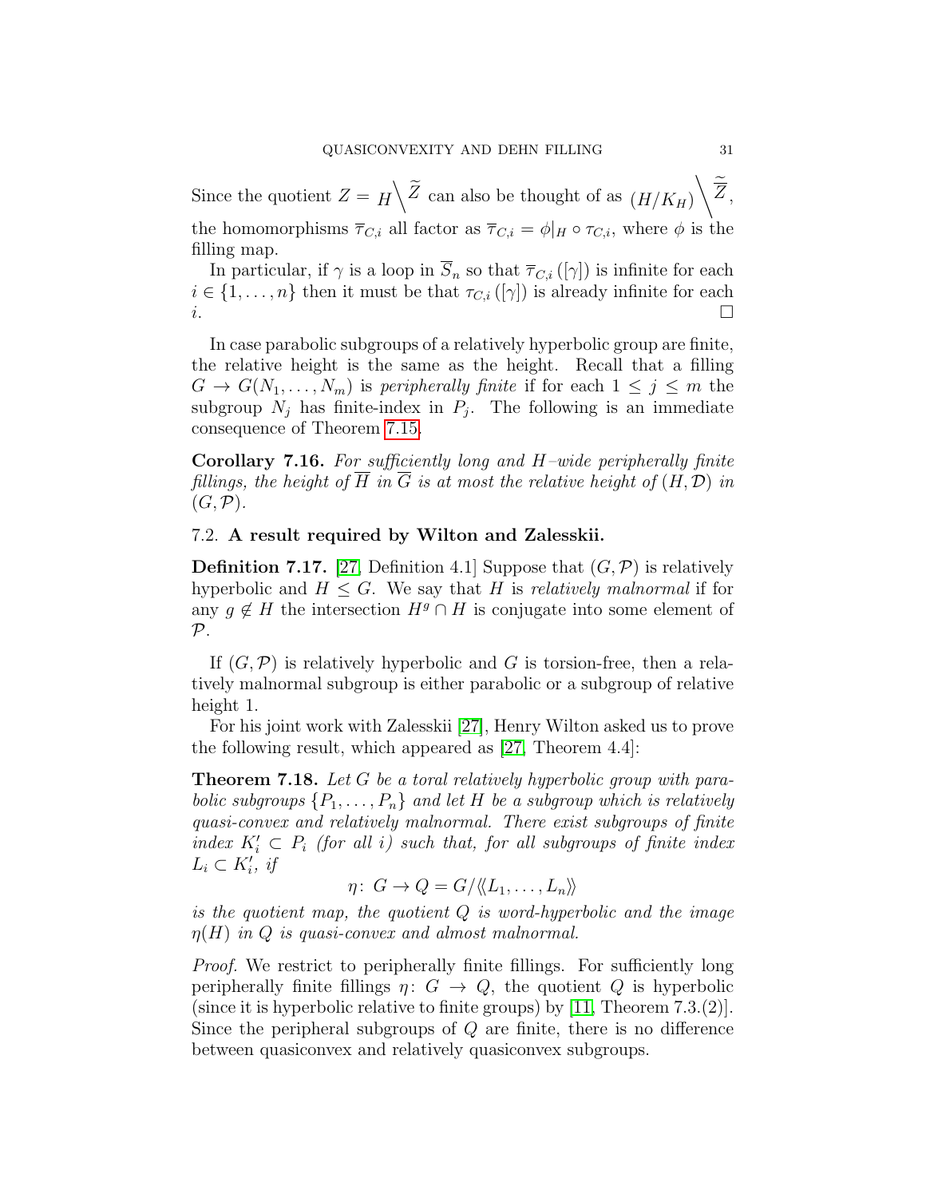Since the quotient $Z = H\backslash \widetilde{Z}$ can also be thought of as $(H/K_H)\backslash \widetilde{\overline{Z}}$, the homomorphisms $\overline{\tau}_{C,i}$ all factor as $\overline{\tau}_{C,i} = \phi|_H \circ \tau_{C,i}$, where $\phi$ is the filling map.

In particular, if $\gamma$ is a loop in $\overline{S}_n$ so that $\overline{\tau}_{C,i}([\gamma])$ is infinite for each $i \in \{1, \ldots, n\}$ then it must be that $\tau_{C,i}([\gamma])$ is already infinite for each $i$. □

In case parabolic subgroups of a relatively hyperbolic group are finite, the relative height is the same as the height. Recall that a filling $G \to G(N_1, \ldots, N_m)$ is *peripherally finite* if for each $1 \le j \le m$ the subgroup $N_j$ has finite-index in $P_j$. The following is an immediate consequence of Theorem 7.15.

**Corollary 7.16.** *For sufficiently long and $H$–wide peripherally finite fillings, the height of $\overline{H}$ in $\overline{G}$ is at most the relative height of $(H, \mathcal{D})$ in $(G, \mathcal{P})$.*

### 7.2. A result required by Wilton and Zalesskii.

**Definition 7.17.** [27, Definition 4.1] Suppose that $(G, \mathcal{P})$ is relatively hyperbolic and $H \le G$. We say that $H$ is *relatively malnormal* if for any $g \notin H$ the intersection $H^g \cap H$ is conjugate into some element of $\mathcal{P}$.

If $(G, \mathcal{P})$ is relatively hyperbolic and $G$ is torsion-free, then a relatively malnormal subgroup is either parabolic or a subgroup of relative height 1.

For his joint work with Zalesskii [27], Henry Wilton asked us to prove the following result, which appeared as [27, Theorem 4.4]:

**Theorem 7.18.** *Let $G$ be a toral relatively hyperbolic group with parabolic subgroups $\{P_1, \ldots, P_n\}$ and let $H$ be a subgroup which is relatively quasi-convex and relatively malnormal. There exist subgroups of finite index $K_i' \subset P_i$ (for all $i$) such that, for all subgroups of finite index $L_i \subset K_i'$, if*

$$\eta\colon\, G \to Q = G/\langle\!\langle L_1, \ldots, L_n \rangle\!\rangle$$

*is the quotient map, the quotient $Q$ is word-hyperbolic and the image $\eta(H)$ in $Q$ is quasi-convex and almost malnormal.*

*Proof.* We restrict to peripherally finite fillings. For sufficiently long peripherally finite fillings $\eta\colon\, G \to Q$, the quotient $Q$ is hyperbolic (since it is hyperbolic relative to finite groups) by [11, Theorem 7.3.(2)]. Since the peripheral subgroups of $Q$ are finite, there is no difference between quasiconvex and relatively quasiconvex subgroups.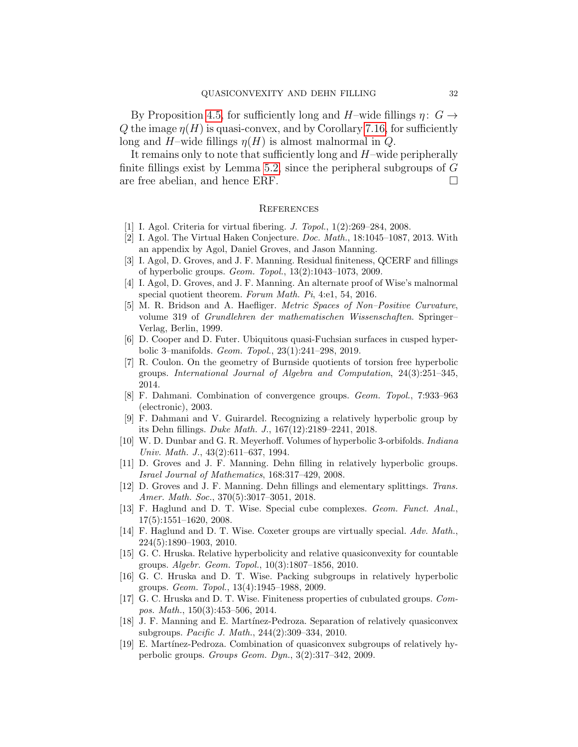By Proposition 4.5, for sufficiently long and $H$–wide fillings $\eta\colon G \to Q$ the image $\eta(H)$ is quasi-convex, and by Corollary 7.16, for sufficiently long and $H$–wide fillings $\eta(H)$ is almost malnormal in $Q$.

It remains only to note that sufficiently long and $H$–wide peripherally finite fillings exist by Lemma 5.2, since the peripheral subgroups of $G$ are free abelian, and hence ERF. □

## References

[1] I. Agol. Criteria for virtual fibering. *J. Topol.*, 1(2):269–284, 2008.

[2] I. Agol. The Virtual Haken Conjecture. *Doc. Math.*, 18:1045–1087, 2013. With an appendix by Agol, Daniel Groves, and Jason Manning.

[3] I. Agol, D. Groves, and J. F. Manning. Residual finiteness, QCERF and fillings of hyperbolic groups. *Geom. Topol.*, 13(2):1043–1073, 2009.

[4] I. Agol, D. Groves, and J. F. Manning. An alternate proof of Wise's malnormal special quotient theorem. *Forum Math. Pi*, 4:e1, 54, 2016.

[5] M. R. Bridson and A. Haefliger. *Metric Spaces of Non–Positive Curvature*, volume 319 of *Grundlehren der mathematischen Wissenschaften*. Springer–Verlag, Berlin, 1999.

[6] D. Cooper and D. Futer. Ubiquitous quasi-Fuchsian surfaces in cusped hyperbolic 3–manifolds. *Geom. Topol.*, 23(1):241–298, 2019.

[7] R. Coulon. On the geometry of Burnside quotients of torsion free hyperbolic groups. *International Journal of Algebra and Computation*, 24(3):251–345, 2014.

[8] F. Dahmani. Combination of convergence groups. *Geom. Topol.*, 7:933–963 (electronic), 2003.

[9] F. Dahmani and V. Guirardel. Recognizing a relatively hyperbolic group by its Dehn fillings. *Duke Math. J.*, 167(12):2189–2241, 2018.

[10] W. D. Dunbar and G. R. Meyerhoff. Volumes of hyperbolic 3-orbifolds. *Indiana Univ. Math. J.*, 43(2):611–637, 1994.

[11] D. Groves and J. F. Manning. Dehn filling in relatively hyperbolic groups. *Israel Journal of Mathematics*, 168:317–429, 2008.

[12] D. Groves and J. F. Manning. Dehn fillings and elementary splittings. *Trans. Amer. Math. Soc.*, 370(5):3017–3051, 2018.

[13] F. Haglund and D. T. Wise. Special cube complexes. *Geom. Funct. Anal.*, 17(5):1551–1620, 2008.

[14] F. Haglund and D. T. Wise. Coxeter groups are virtually special. *Adv. Math.*, 224(5):1890–1903, 2010.

[15] G. C. Hruska. Relative hyperbolicity and relative quasiconvexity for countable groups. *Algebr. Geom. Topol.*, 10(3):1807–1856, 2010.

[16] G. C. Hruska and D. T. Wise. Packing subgroups in relatively hyperbolic groups. *Geom. Topol.*, 13(4):1945–1988, 2009.

[17] G. C. Hruska and D. T. Wise. Finiteness properties of cubulated groups. *Compos. Math.*, 150(3):453–506, 2014.

[18] J. F. Manning and E. Martínez-Pedroza. Separation of relatively quasiconvex subgroups. *Pacific J. Math.*, 244(2):309–334, 2010.

[19] E. Martínez-Pedroza. Combination of quasiconvex subgroups of relatively hyperbolic groups. *Groups Geom. Dyn.*, 3(2):317–342, 2009.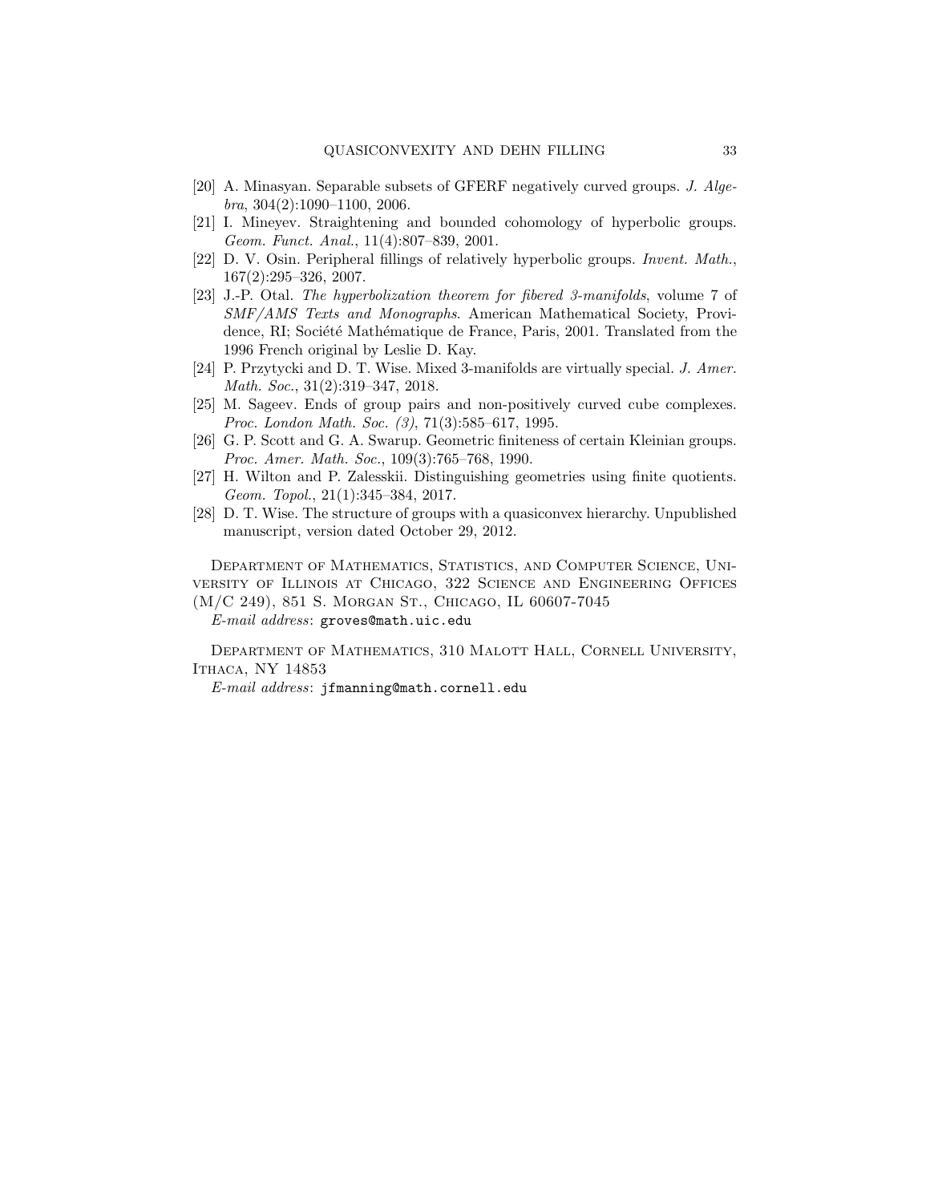[20] A. Minasyan. Separable subsets of GFERF negatively curved groups. *J. Algebra*, 304(2):1090–1100, 2006.

[21] I. Mineyev. Straightening and bounded cohomology of hyperbolic groups. *Geom. Funct. Anal.*, 11(4):807–839, 2001.

[22] D. V. Osin. Peripheral fillings of relatively hyperbolic groups. *Invent. Math.*, 167(2):295–326, 2007.

[23] J.-P. Otal. *The hyperbolization theorem for fibered 3-manifolds*, volume 7 of *SMF/AMS Texts and Monographs*. American Mathematical Society, Providence, RI; Société Mathématique de France, Paris, 2001. Translated from the 1996 French original by Leslie D. Kay.

[24] P. Przytycki and D. T. Wise. Mixed 3-manifolds are virtually special. *J. Amer. Math. Soc.*, 31(2):319–347, 2018.

[25] M. Sageev. Ends of group pairs and non-positively curved cube complexes. *Proc. London Math. Soc. (3)*, 71(3):585–617, 1995.

[26] G. P. Scott and G. A. Swarup. Geometric finiteness of certain Kleinian groups. *Proc. Amer. Math. Soc.*, 109(3):765–768, 1990.

[27] H. Wilton and P. Zalesskii. Distinguishing geometries using finite quotients. *Geom. Topol.*, 21(1):345–384, 2017.

[28] D. T. Wise. The structure of groups with a quasiconvex hierarchy. Unpublished manuscript, version dated October 29, 2012.

Department of Mathematics, Statistics, and Computer Science, University of Illinois at Chicago, 322 Science and Engineering Offices (M/C 249), 851 S. Morgan St., Chicago, IL 60607-7045

*E-mail address*: groves@math.uic.edu

Department of Mathematics, 310 Malott Hall, Cornell University, Ithaca, NY 14853

*E-mail address*: jfmanning@math.cornell.edu